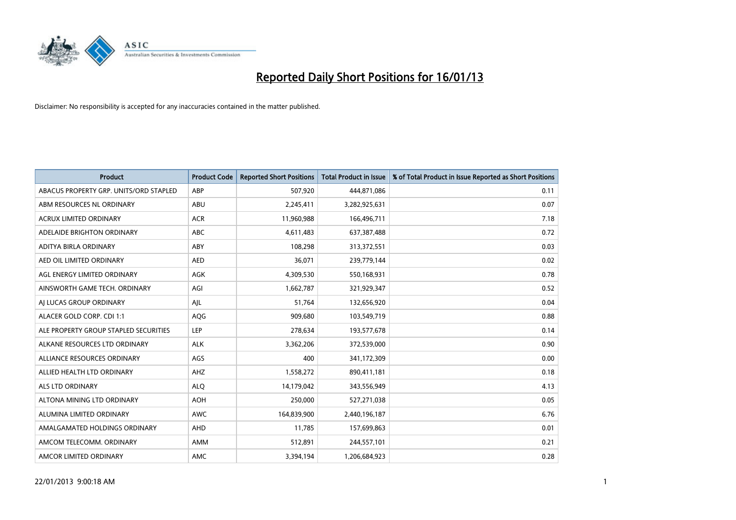# Reported Daily Short Positions for 16/01/13

Disclaimer: No responsibility is accepted for any inaccuracies contained in the matter published.

| Product | Product Code | Reported Short Positions | Total Product in Issue | % of Total Product in Issue Reported as Short Positions |
| --- | --- | --- | --- | --- |
| ABACUS PROPERTY GRP. UNITS/ORD STAPLED | ABP | 507,920 | 444,871,086 | 0.11 |
| ABM RESOURCES NL ORDINARY | ABU | 2,245,411 | 3,282,925,631 | 0.07 |
| ACRUX LIMITED ORDINARY | ACR | 11,960,988 | 166,496,711 | 7.18 |
| ADELAIDE BRIGHTON ORDINARY | ABC | 4,611,483 | 637,387,488 | 0.72 |
| ADITYA BIRLA ORDINARY | ABY | 108,298 | 313,372,551 | 0.03 |
| AED OIL LIMITED ORDINARY | AED | 36,071 | 239,779,144 | 0.02 |
| AGL ENERGY LIMITED ORDINARY | AGK | 4,309,530 | 550,168,931 | 0.78 |
| AINSWORTH GAME TECH. ORDINARY | AGI | 1,662,787 | 321,929,347 | 0.52 |
| AJ LUCAS GROUP ORDINARY | AJL | 51,764 | 132,656,920 | 0.04 |
| ALACER GOLD CORP. CDI 1:1 | AQG | 909,680 | 103,549,719 | 0.88 |
| ALE PROPERTY GROUP STAPLED SECURITIES | LEP | 278,634 | 193,577,678 | 0.14 |
| ALKANE RESOURCES LTD ORDINARY | ALK | 3,362,206 | 372,539,000 | 0.90 |
| ALLIANCE RESOURCES ORDINARY | AGS | 400 | 341,172,309 | 0.00 |
| ALLIED HEALTH LTD ORDINARY | AHZ | 1,558,272 | 890,411,181 | 0.18 |
| ALS LTD ORDINARY | ALQ | 14,179,042 | 343,556,949 | 4.13 |
| ALTONA MINING LTD ORDINARY | AOH | 250,000 | 527,271,038 | 0.05 |
| ALUMINA LIMITED ORDINARY | AWC | 164,839,900 | 2,440,196,187 | 6.76 |
| AMALGAMATED HOLDINGS ORDINARY | AHD | 11,785 | 157,699,863 | 0.01 |
| AMCOM TELECOMM. ORDINARY | AMM | 512,891 | 244,557,101 | 0.21 |
| AMCOR LIMITED ORDINARY | AMC | 3,394,194 | 1,206,684,923 | 0.28 |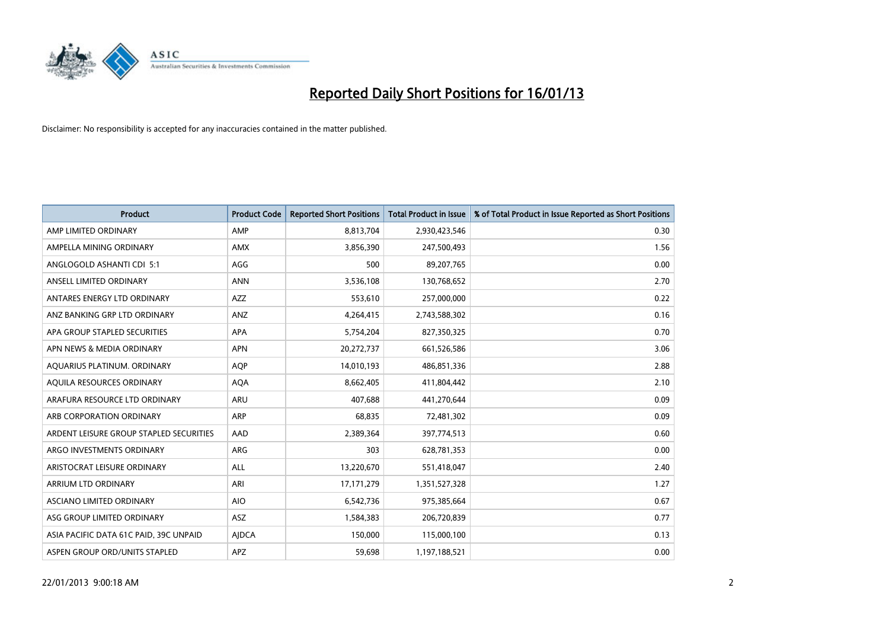# Reported Daily Short Positions for 16/01/13

Disclaimer: No responsibility is accepted for any inaccuracies contained in the matter published.

| Product | Product Code | Reported Short Positions | Total Product in Issue | % of Total Product in Issue Reported as Short Positions |
|---|---|---|---|---|
| AMP LIMITED ORDINARY | AMP | 8,813,704 | 2,930,423,546 | 0.30 |
| AMPELLA MINING ORDINARY | AMX | 3,856,390 | 247,500,493 | 1.56 |
| ANGLOGOLD ASHANTI CDI 5:1 | AGG | 500 | 89,207,765 | 0.00 |
| ANSELL LIMITED ORDINARY | ANN | 3,536,108 | 130,768,652 | 2.70 |
| ANTARES ENERGY LTD ORDINARY | AZZ | 553,610 | 257,000,000 | 0.22 |
| ANZ BANKING GRP LTD ORDINARY | ANZ | 4,264,415 | 2,743,588,302 | 0.16 |
| APA GROUP STAPLED SECURITIES | APA | 5,754,204 | 827,350,325 | 0.70 |
| APN NEWS & MEDIA ORDINARY | APN | 20,272,737 | 661,526,586 | 3.06 |
| AQUARIUS PLATINUM. ORDINARY | AQP | 14,010,193 | 486,851,336 | 2.88 |
| AQUILA RESOURCES ORDINARY | AQA | 8,662,405 | 411,804,442 | 2.10 |
| ARAFURA RESOURCE LTD ORDINARY | ARU | 407,688 | 441,270,644 | 0.09 |
| ARB CORPORATION ORDINARY | ARP | 68,835 | 72,481,302 | 0.09 |
| ARDENT LEISURE GROUP STAPLED SECURITIES | AAD | 2,389,364 | 397,774,513 | 0.60 |
| ARGO INVESTMENTS ORDINARY | ARG | 303 | 628,781,353 | 0.00 |
| ARISTOCRAT LEISURE ORDINARY | ALL | 13,220,670 | 551,418,047 | 2.40 |
| ARRIUM LTD ORDINARY | ARI | 17,171,279 | 1,351,527,328 | 1.27 |
| ASCIANO LIMITED ORDINARY | AIO | 6,542,736 | 975,385,664 | 0.67 |
| ASG GROUP LIMITED ORDINARY | ASZ | 1,584,383 | 206,720,839 | 0.77 |
| ASIA PACIFIC DATA 61C PAID, 39C UNPAID | AJDCA | 150,000 | 115,000,100 | 0.13 |
| ASPEN GROUP ORD/UNITS STAPLED | APZ | 59,698 | 1,197,188,521 | 0.00 |

22/01/2013 9:00:18 AM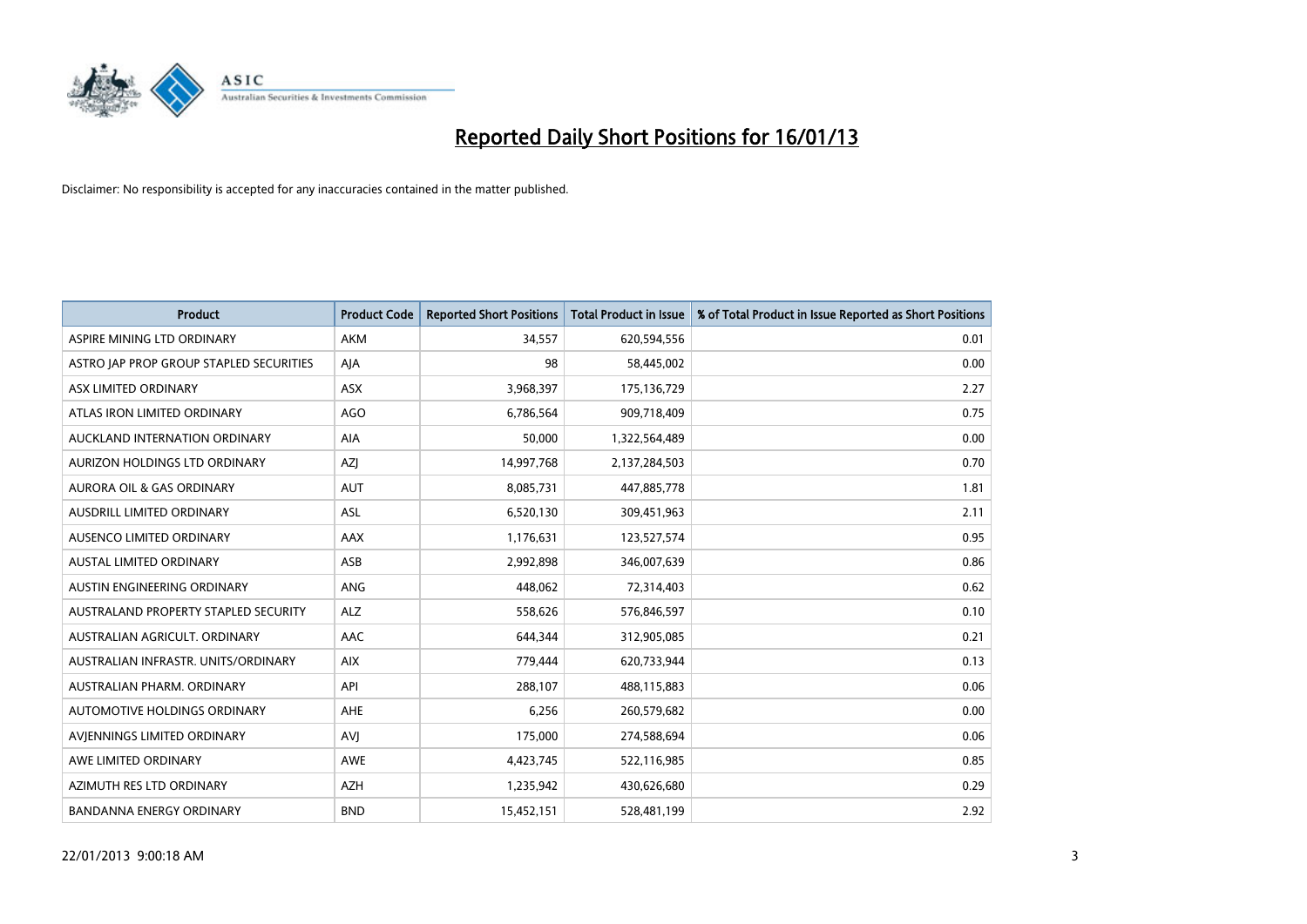# Reported Daily Short Positions for 16/01/13

Disclaimer: No responsibility is accepted for any inaccuracies contained in the matter published.

| Product | Product Code | Reported Short Positions | Total Product in Issue | % of Total Product in Issue Reported as Short Positions |
|---|---|---|---|---|
| ASPIRE MINING LTD ORDINARY | AKM | 34,557 | 620,594,556 | 0.01 |
| ASTRO JAP PROP GROUP STAPLED SECURITIES | AJA | 98 | 58,445,002 | 0.00 |
| ASX LIMITED ORDINARY | ASX | 3,968,397 | 175,136,729 | 2.27 |
| ATLAS IRON LIMITED ORDINARY | AGO | 6,786,564 | 909,718,409 | 0.75 |
| AUCKLAND INTERNATION ORDINARY | AIA | 50,000 | 1,322,564,489 | 0.00 |
| AURIZON HOLDINGS LTD ORDINARY | AZJ | 14,997,768 | 2,137,284,503 | 0.70 |
| AURORA OIL & GAS ORDINARY | AUT | 8,085,731 | 447,885,778 | 1.81 |
| AUSDRILL LIMITED ORDINARY | ASL | 6,520,130 | 309,451,963 | 2.11 |
| AUSENCO LIMITED ORDINARY | AAX | 1,176,631 | 123,527,574 | 0.95 |
| AUSTAL LIMITED ORDINARY | ASB | 2,992,898 | 346,007,639 | 0.86 |
| AUSTIN ENGINEERING ORDINARY | ANG | 448,062 | 72,314,403 | 0.62 |
| AUSTRALAND PROPERTY STAPLED SECURITY | ALZ | 558,626 | 576,846,597 | 0.10 |
| AUSTRALIAN AGRICULT. ORDINARY | AAC | 644,344 | 312,905,085 | 0.21 |
| AUSTRALIAN INFRASTR. UNITS/ORDINARY | AIX | 779,444 | 620,733,944 | 0.13 |
| AUSTRALIAN PHARM. ORDINARY | API | 288,107 | 488,115,883 | 0.06 |
| AUTOMOTIVE HOLDINGS ORDINARY | AHE | 6,256 | 260,579,682 | 0.00 |
| AVJENNINGS LIMITED ORDINARY | AVJ | 175,000 | 274,588,694 | 0.06 |
| AWE LIMITED ORDINARY | AWE | 4,423,745 | 522,116,985 | 0.85 |
| AZIMUTH RES LTD ORDINARY | AZH | 1,235,942 | 430,626,680 | 0.29 |
| BANDANNA ENERGY ORDINARY | BND | 15,452,151 | 528,481,199 | 2.92 |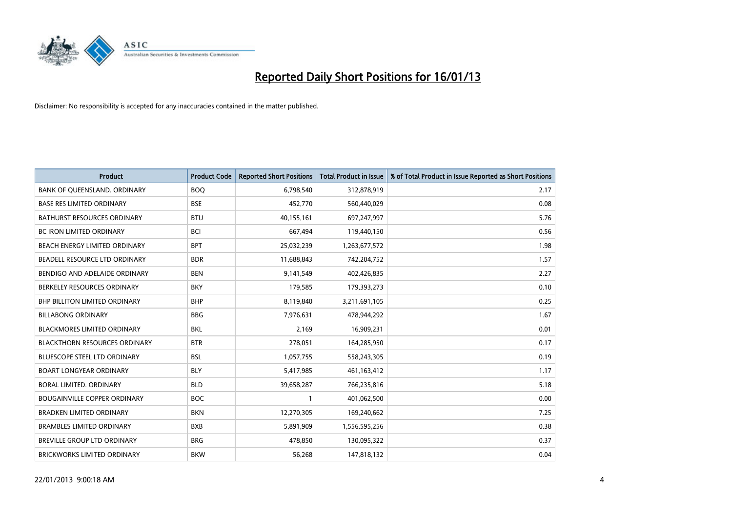# Reported Daily Short Positions for 16/01/13

Disclaimer: No responsibility is accepted for any inaccuracies contained in the matter published.

| Product | Product Code | Reported Short Positions | Total Product in Issue | % of Total Product in Issue Reported as Short Positions |
|---|---|---|---|---|
| BANK OF QUEENSLAND. ORDINARY | BOQ | 6,798,540 | 312,878,919 | 2.17 |
| BASE RES LIMITED ORDINARY | BSE | 452,770 | 560,440,029 | 0.08 |
| BATHURST RESOURCES ORDINARY | BTU | 40,155,161 | 697,247,997 | 5.76 |
| BC IRON LIMITED ORDINARY | BCI | 667,494 | 119,440,150 | 0.56 |
| BEACH ENERGY LIMITED ORDINARY | BPT | 25,032,239 | 1,263,677,572 | 1.98 |
| BEADELL RESOURCE LTD ORDINARY | BDR | 11,688,843 | 742,204,752 | 1.57 |
| BENDIGO AND ADELAIDE ORDINARY | BEN | 9,141,549 | 402,426,835 | 2.27 |
| BERKELEY RESOURCES ORDINARY | BKY | 179,585 | 179,393,273 | 0.10 |
| BHP BILLITON LIMITED ORDINARY | BHP | 8,119,840 | 3,211,691,105 | 0.25 |
| BILLABONG ORDINARY | BBG | 7,976,631 | 478,944,292 | 1.67 |
| BLACKMORES LIMITED ORDINARY | BKL | 2,169 | 16,909,231 | 0.01 |
| BLACKTHORN RESOURCES ORDINARY | BTR | 278,051 | 164,285,950 | 0.17 |
| BLUESCOPE STEEL LTD ORDINARY | BSL | 1,057,755 | 558,243,305 | 0.19 |
| BOART LONGYEAR ORDINARY | BLY | 5,417,985 | 461,163,412 | 1.17 |
| BORAL LIMITED. ORDINARY | BLD | 39,658,287 | 766,235,816 | 5.18 |
| BOUGAINVILLE COPPER ORDINARY | BOC | 1 | 401,062,500 | 0.00 |
| BRADKEN LIMITED ORDINARY | BKN | 12,270,305 | 169,240,662 | 7.25 |
| BRAMBLES LIMITED ORDINARY | BXB | 5,891,909 | 1,556,595,256 | 0.38 |
| BREVILLE GROUP LTD ORDINARY | BRG | 478,850 | 130,095,322 | 0.37 |
| BRICKWORKS LIMITED ORDINARY | BKW | 56,268 | 147,818,132 | 0.04 |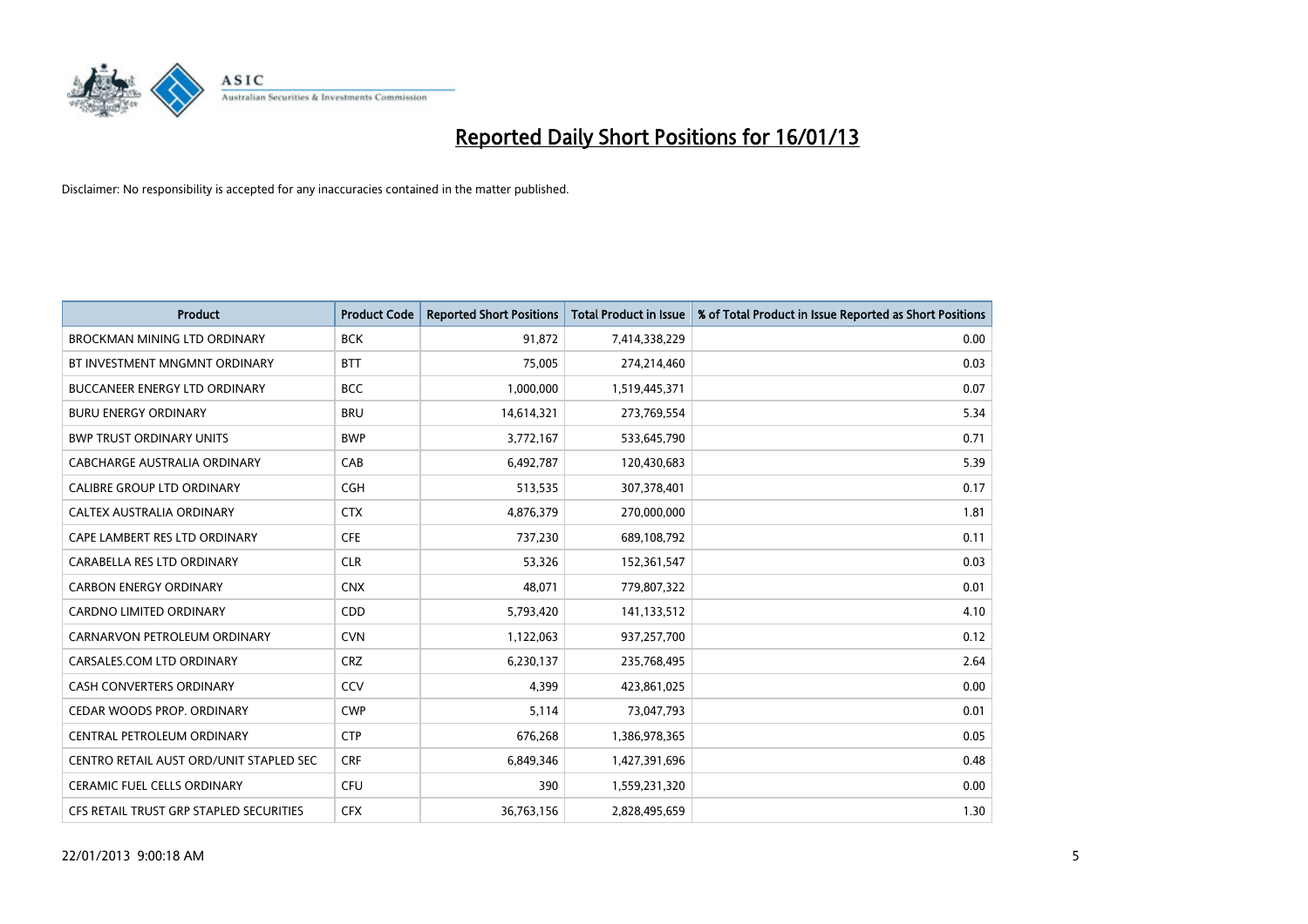# Reported Daily Short Positions for 16/01/13

Disclaimer: No responsibility is accepted for any inaccuracies contained in the matter published.

| Product | Product Code | Reported Short Positions | Total Product in Issue | % of Total Product in Issue Reported as Short Positions |
|---|---|---|---|---|
| BROCKMAN MINING LTD ORDINARY | BCK | 91,872 | 7,414,338,229 | 0.00 |
| BT INVESTMENT MNGMNT ORDINARY | BTT | 75,005 | 274,214,460 | 0.03 |
| BUCCANEER ENERGY LTD ORDINARY | BCC | 1,000,000 | 1,519,445,371 | 0.07 |
| BURU ENERGY ORDINARY | BRU | 14,614,321 | 273,769,554 | 5.34 |
| BWP TRUST ORDINARY UNITS | BWP | 3,772,167 | 533,645,790 | 0.71 |
| CABCHARGE AUSTRALIA ORDINARY | CAB | 6,492,787 | 120,430,683 | 5.39 |
| CALIBRE GROUP LTD ORDINARY | CGH | 513,535 | 307,378,401 | 0.17 |
| CALTEX AUSTRALIA ORDINARY | CTX | 4,876,379 | 270,000,000 | 1.81 |
| CAPE LAMBERT RES LTD ORDINARY | CFE | 737,230 | 689,108,792 | 0.11 |
| CARABELLA RES LTD ORDINARY | CLR | 53,326 | 152,361,547 | 0.03 |
| CARBON ENERGY ORDINARY | CNX | 48,071 | 779,807,322 | 0.01 |
| CARDNO LIMITED ORDINARY | CDD | 5,793,420 | 141,133,512 | 4.10 |
| CARNARVON PETROLEUM ORDINARY | CVN | 1,122,063 | 937,257,700 | 0.12 |
| CARSALES.COM LTD ORDINARY | CRZ | 6,230,137 | 235,768,495 | 2.64 |
| CASH CONVERTERS ORDINARY | CCV | 4,399 | 423,861,025 | 0.00 |
| CEDAR WOODS PROP. ORDINARY | CWP | 5,114 | 73,047,793 | 0.01 |
| CENTRAL PETROLEUM ORDINARY | CTP | 676,268 | 1,386,978,365 | 0.05 |
| CENTRO RETAIL AUST ORD/UNIT STAPLED SEC | CRF | 6,849,346 | 1,427,391,696 | 0.48 |
| CERAMIC FUEL CELLS ORDINARY | CFU | 390 | 1,559,231,320 | 0.00 |
| CFS RETAIL TRUST GRP STAPLED SECURITIES | CFX | 36,763,156 | 2,828,495,659 | 1.30 |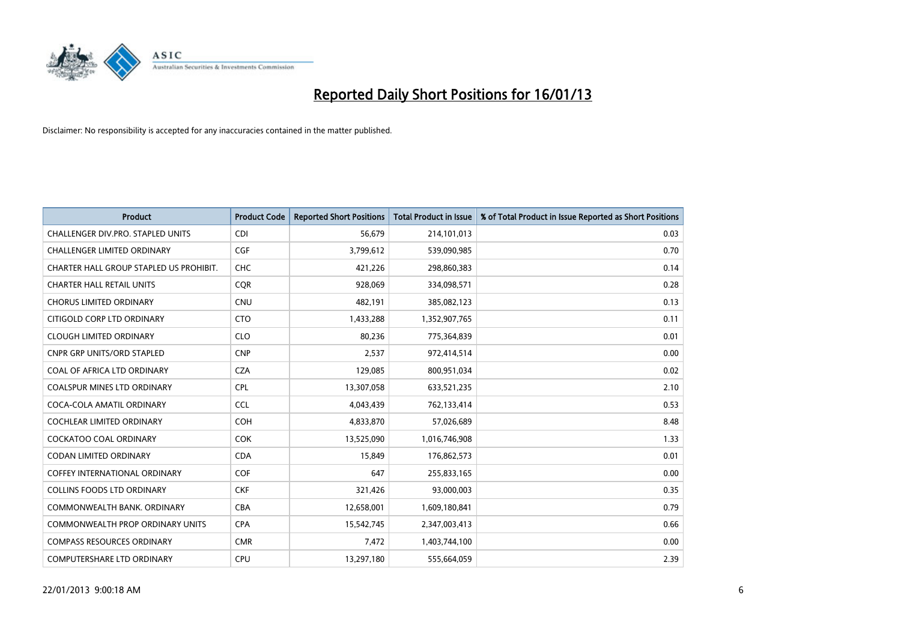# Reported Daily Short Positions for 16/01/13

Disclaimer: No responsibility is accepted for any inaccuracies contained in the matter published.

| Product | Product Code | Reported Short Positions | Total Product in Issue | % of Total Product in Issue Reported as Short Positions |
|---|---|---|---|---|
| CHALLENGER DIV.PRO. STAPLED UNITS | CDI | 56,679 | 214,101,013 | 0.03 |
| CHALLENGER LIMITED ORDINARY | CGF | 3,799,612 | 539,090,985 | 0.70 |
| CHARTER HALL GROUP STAPLED US PROHIBIT. | CHC | 421,226 | 298,860,383 | 0.14 |
| CHARTER HALL RETAIL UNITS | CQR | 928,069 | 334,098,571 | 0.28 |
| CHORUS LIMITED ORDINARY | CNU | 482,191 | 385,082,123 | 0.13 |
| CITIGOLD CORP LTD ORDINARY | CTO | 1,433,288 | 1,352,907,765 | 0.11 |
| CLOUGH LIMITED ORDINARY | CLO | 80,236 | 775,364,839 | 0.01 |
| CNPR GRP UNITS/ORD STAPLED | CNP | 2,537 | 972,414,514 | 0.00 |
| COAL OF AFRICA LTD ORDINARY | CZA | 129,085 | 800,951,034 | 0.02 |
| COALSPUR MINES LTD ORDINARY | CPL | 13,307,058 | 633,521,235 | 2.10 |
| COCA-COLA AMATIL ORDINARY | CCL | 4,043,439 | 762,133,414 | 0.53 |
| COCHLEAR LIMITED ORDINARY | COH | 4,833,870 | 57,026,689 | 8.48 |
| COCKATOO COAL ORDINARY | COK | 13,525,090 | 1,016,746,908 | 1.33 |
| CODAN LIMITED ORDINARY | CDA | 15,849 | 176,862,573 | 0.01 |
| COFFEY INTERNATIONAL ORDINARY | COF | 647 | 255,833,165 | 0.00 |
| COLLINS FOODS LTD ORDINARY | CKF | 321,426 | 93,000,003 | 0.35 |
| COMMONWEALTH BANK. ORDINARY | CBA | 12,658,001 | 1,609,180,841 | 0.79 |
| COMMONWEALTH PROP ORDINARY UNITS | CPA | 15,542,745 | 2,347,003,413 | 0.66 |
| COMPASS RESOURCES ORDINARY | CMR | 7,472 | 1,403,744,100 | 0.00 |
| COMPUTERSHARE LTD ORDINARY | CPU | 13,297,180 | 555,664,059 | 2.39 |

22/01/2013 9:00:18 AM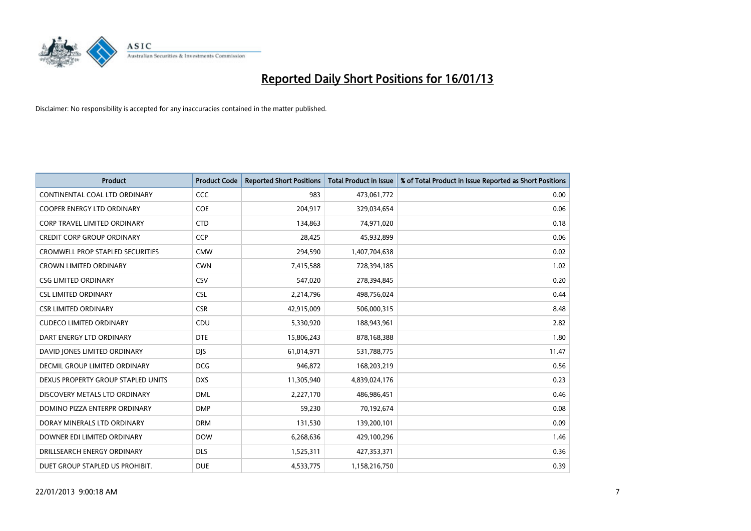# Reported Daily Short Positions for 16/01/13

Disclaimer: No responsibility is accepted for any inaccuracies contained in the matter published.

| Product | Product Code | Reported Short Positions | Total Product in Issue | % of Total Product in Issue Reported as Short Positions |
|---|---|---|---|---|
| CONTINENTAL COAL LTD ORDINARY | CCC | 983 | 473,061,772 | 0.00 |
| COOPER ENERGY LTD ORDINARY | COE | 204,917 | 329,034,654 | 0.06 |
| CORP TRAVEL LIMITED ORDINARY | CTD | 134,863 | 74,971,020 | 0.18 |
| CREDIT CORP GROUP ORDINARY | CCP | 28,425 | 45,932,899 | 0.06 |
| CROMWELL PROP STAPLED SECURITIES | CMW | 294,590 | 1,407,704,638 | 0.02 |
| CROWN LIMITED ORDINARY | CWN | 7,415,588 | 728,394,185 | 1.02 |
| CSG LIMITED ORDINARY | CSV | 547,020 | 278,394,845 | 0.20 |
| CSL LIMITED ORDINARY | CSL | 2,214,796 | 498,756,024 | 0.44 |
| CSR LIMITED ORDINARY | CSR | 42,915,009 | 506,000,315 | 8.48 |
| CUDECO LIMITED ORDINARY | CDU | 5,330,920 | 188,943,961 | 2.82 |
| DART ENERGY LTD ORDINARY | DTE | 15,806,243 | 878,168,388 | 1.80 |
| DAVID JONES LIMITED ORDINARY | DJS | 61,014,971 | 531,788,775 | 11.47 |
| DECMIL GROUP LIMITED ORDINARY | DCG | 946,872 | 168,203,219 | 0.56 |
| DEXUS PROPERTY GROUP STAPLED UNITS | DXS | 11,305,940 | 4,839,024,176 | 0.23 |
| DISCOVERY METALS LTD ORDINARY | DML | 2,227,170 | 486,986,451 | 0.46 |
| DOMINO PIZZA ENTERPR ORDINARY | DMP | 59,230 | 70,192,674 | 0.08 |
| DORAY MINERALS LTD ORDINARY | DRM | 131,530 | 139,200,101 | 0.09 |
| DOWNER EDI LIMITED ORDINARY | DOW | 6,268,636 | 429,100,296 | 1.46 |
| DRILLSEARCH ENERGY ORDINARY | DLS | 1,525,311 | 427,353,371 | 0.36 |
| DUET GROUP STAPLED US PROHIBIT. | DUE | 4,533,775 | 1,158,216,750 | 0.39 |

22/01/2013 9:00:18 AM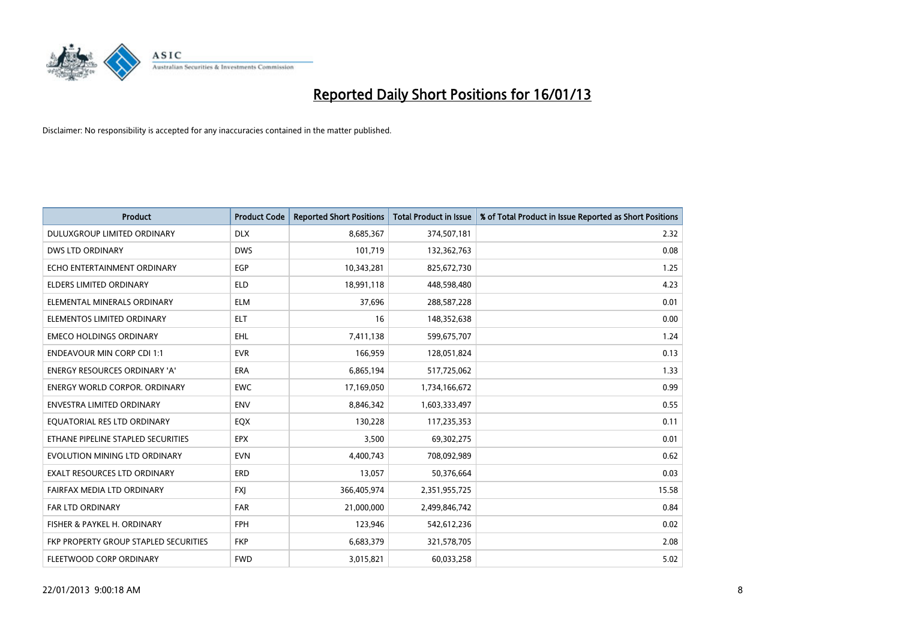# Reported Daily Short Positions for 16/01/13

Disclaimer: No responsibility is accepted for any inaccuracies contained in the matter published.

| Product | Product Code | Reported Short Positions | Total Product in Issue | % of Total Product in Issue Reported as Short Positions |
|---|---|---|---|---|
| DULUXGROUP LIMITED ORDINARY | DLX | 8,685,367 | 374,507,181 | 2.32 |
| DWS LTD ORDINARY | DWS | 101,719 | 132,362,763 | 0.08 |
| ECHO ENTERTAINMENT ORDINARY | EGP | 10,343,281 | 825,672,730 | 1.25 |
| ELDERS LIMITED ORDINARY | ELD | 18,991,118 | 448,598,480 | 4.23 |
| ELEMENTAL MINERALS ORDINARY | ELM | 37,696 | 288,587,228 | 0.01 |
| ELEMENTOS LIMITED ORDINARY | ELT | 16 | 148,352,638 | 0.00 |
| EMECO HOLDINGS ORDINARY | EHL | 7,411,138 | 599,675,707 | 1.24 |
| ENDEAVOUR MIN CORP CDI 1:1 | EVR | 166,959 | 128,051,824 | 0.13 |
| ENERGY RESOURCES ORDINARY 'A' | ERA | 6,865,194 | 517,725,062 | 1.33 |
| ENERGY WORLD CORPOR. ORDINARY | EWC | 17,169,050 | 1,734,166,672 | 0.99 |
| ENVESTRA LIMITED ORDINARY | ENV | 8,846,342 | 1,603,333,497 | 0.55 |
| EQUATORIAL RES LTD ORDINARY | EQX | 130,228 | 117,235,353 | 0.11 |
| ETHANE PIPELINE STAPLED SECURITIES | EPX | 3,500 | 69,302,275 | 0.01 |
| EVOLUTION MINING LTD ORDINARY | EVN | 4,400,743 | 708,092,989 | 0.62 |
| EXALT RESOURCES LTD ORDINARY | ERD | 13,057 | 50,376,664 | 0.03 |
| FAIRFAX MEDIA LTD ORDINARY | FXJ | 366,405,974 | 2,351,955,725 | 15.58 |
| FAR LTD ORDINARY | FAR | 21,000,000 | 2,499,846,742 | 0.84 |
| FISHER & PAYKEL H. ORDINARY | FPH | 123,946 | 542,612,236 | 0.02 |
| FKP PROPERTY GROUP STAPLED SECURITIES | FKP | 6,683,379 | 321,578,705 | 2.08 |
| FLEETWOOD CORP ORDINARY | FWD | 3,015,821 | 60,033,258 | 5.02 |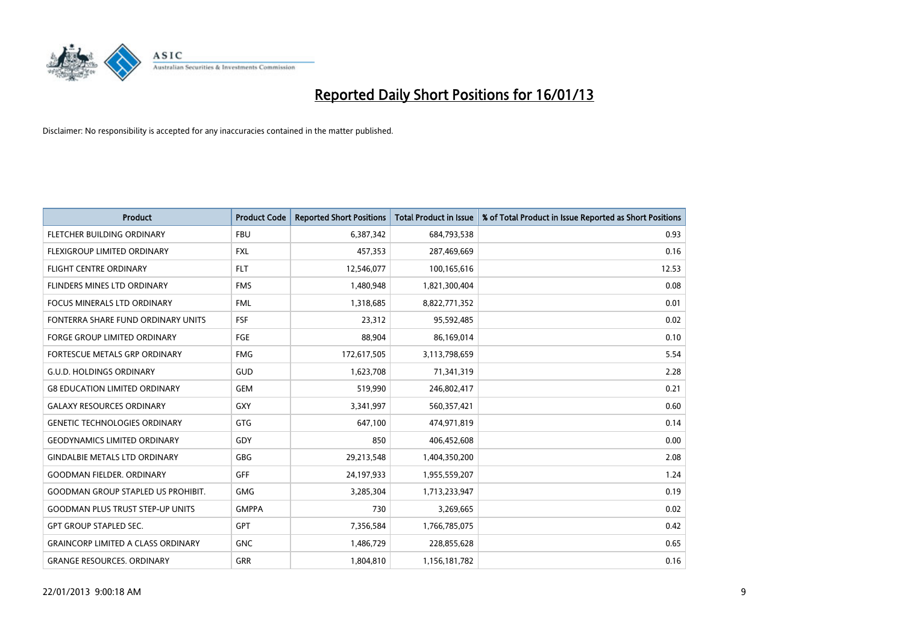# Reported Daily Short Positions for 16/01/13

Disclaimer: No responsibility is accepted for any inaccuracies contained in the matter published.

| Product | Product Code | Reported Short Positions | Total Product in Issue | % of Total Product in Issue Reported as Short Positions |
|---|---|---|---|---|
| FLETCHER BUILDING ORDINARY | FBU | 6,387,342 | 684,793,538 | 0.93 |
| FLEXIGROUP LIMITED ORDINARY | FXL | 457,353 | 287,469,669 | 0.16 |
| FLIGHT CENTRE ORDINARY | FLT | 12,546,077 | 100,165,616 | 12.53 |
| FLINDERS MINES LTD ORDINARY | FMS | 1,480,948 | 1,821,300,404 | 0.08 |
| FOCUS MINERALS LTD ORDINARY | FML | 1,318,685 | 8,822,771,352 | 0.01 |
| FONTERRA SHARE FUND ORDINARY UNITS | FSF | 23,312 | 95,592,485 | 0.02 |
| FORGE GROUP LIMITED ORDINARY | FGE | 88,904 | 86,169,014 | 0.10 |
| FORTESCUE METALS GRP ORDINARY | FMG | 172,617,505 | 3,113,798,659 | 5.54 |
| G.U.D. HOLDINGS ORDINARY | GUD | 1,623,708 | 71,341,319 | 2.28 |
| G8 EDUCATION LIMITED ORDINARY | GEM | 519,990 | 246,802,417 | 0.21 |
| GALAXY RESOURCES ORDINARY | GXY | 3,341,997 | 560,357,421 | 0.60 |
| GENETIC TECHNOLOGIES ORDINARY | GTG | 647,100 | 474,971,819 | 0.14 |
| GEODYNAMICS LIMITED ORDINARY | GDY | 850 | 406,452,608 | 0.00 |
| GINDALBIE METALS LTD ORDINARY | GBG | 29,213,548 | 1,404,350,200 | 2.08 |
| GOODMAN FIELDER. ORDINARY | GFF | 24,197,933 | 1,955,559,207 | 1.24 |
| GOODMAN GROUP STAPLED US PROHIBIT. | GMG | 3,285,304 | 1,713,233,947 | 0.19 |
| GOODMAN PLUS TRUST STEP-UP UNITS | GMPPA | 730 | 3,269,665 | 0.02 |
| GPT GROUP STAPLED SEC. | GPT | 7,356,584 | 1,766,785,075 | 0.42 |
| GRAINCORP LIMITED A CLASS ORDINARY | GNC | 1,486,729 | 228,855,628 | 0.65 |
| GRANGE RESOURCES. ORDINARY | GRR | 1,804,810 | 1,156,181,782 | 0.16 |

22/01/2013 9:00:18 AM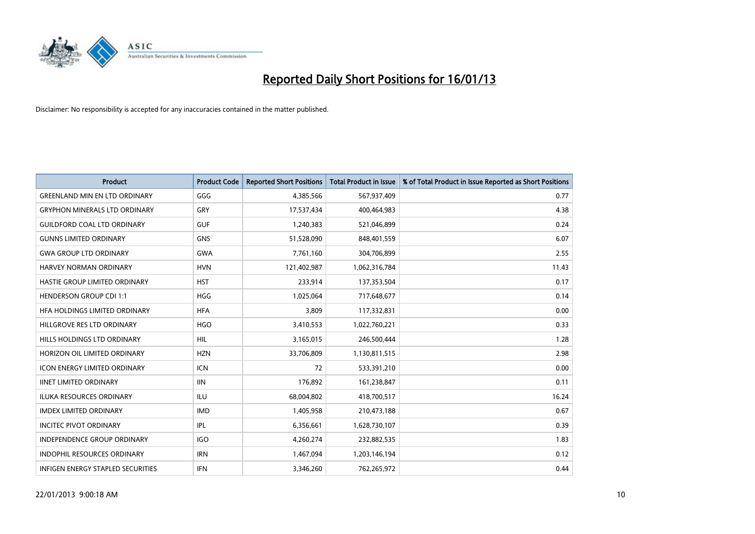# Reported Daily Short Positions for 16/01/13

Disclaimer: No responsibility is accepted for any inaccuracies contained in the matter published.

| Product | Product Code | Reported Short Positions | Total Product in Issue | % of Total Product in Issue Reported as Short Positions |
| --- | --- | --- | --- | --- |
| GREENLAND MIN EN LTD ORDINARY | GGG | 4,385,566 | 567,937,409 | 0.77 |
| GRYPHON MINERALS LTD ORDINARY | GRY | 17,537,434 | 400,464,983 | 4.38 |
| GUILDFORD COAL LTD ORDINARY | GUF | 1,240,383 | 521,046,899 | 0.24 |
| GUNNS LIMITED ORDINARY | GNS | 51,528,090 | 848,401,559 | 6.07 |
| GWA GROUP LTD ORDINARY | GWA | 7,761,160 | 304,706,899 | 2.55 |
| HARVEY NORMAN ORDINARY | HVN | 121,402,987 | 1,062,316,784 | 11.43 |
| HASTIE GROUP LIMITED ORDINARY | HST | 233,914 | 137,353,504 | 0.17 |
| HENDERSON GROUP CDI 1:1 | HGG | 1,025,064 | 717,648,677 | 0.14 |
| HFA HOLDINGS LIMITED ORDINARY | HFA | 3,809 | 117,332,831 | 0.00 |
| HILLGROVE RES LTD ORDINARY | HGO | 3,410,553 | 1,022,760,221 | 0.33 |
| HILLS HOLDINGS LTD ORDINARY | HIL | 3,165,015 | 246,500,444 | 1.28 |
| HORIZON OIL LIMITED ORDINARY | HZN | 33,706,809 | 1,130,811,515 | 2.98 |
| ICON ENERGY LIMITED ORDINARY | ICN | 72 | 533,391,210 | 0.00 |
| IINET LIMITED ORDINARY | IIN | 176,892 | 161,238,847 | 0.11 |
| ILUKA RESOURCES ORDINARY | ILU | 68,004,802 | 418,700,517 | 16.24 |
| IMDEX LIMITED ORDINARY | IMD | 1,405,958 | 210,473,188 | 0.67 |
| INCITEC PIVOT ORDINARY | IPL | 6,356,661 | 1,628,730,107 | 0.39 |
| INDEPENDENCE GROUP ORDINARY | IGO | 4,260,274 | 232,882,535 | 1.83 |
| INDOPHIL RESOURCES ORDINARY | IRN | 1,467,094 | 1,203,146,194 | 0.12 |
| INFIGEN ENERGY STAPLED SECURITIES | IFN | 3,346,260 | 762,265,972 | 0.44 |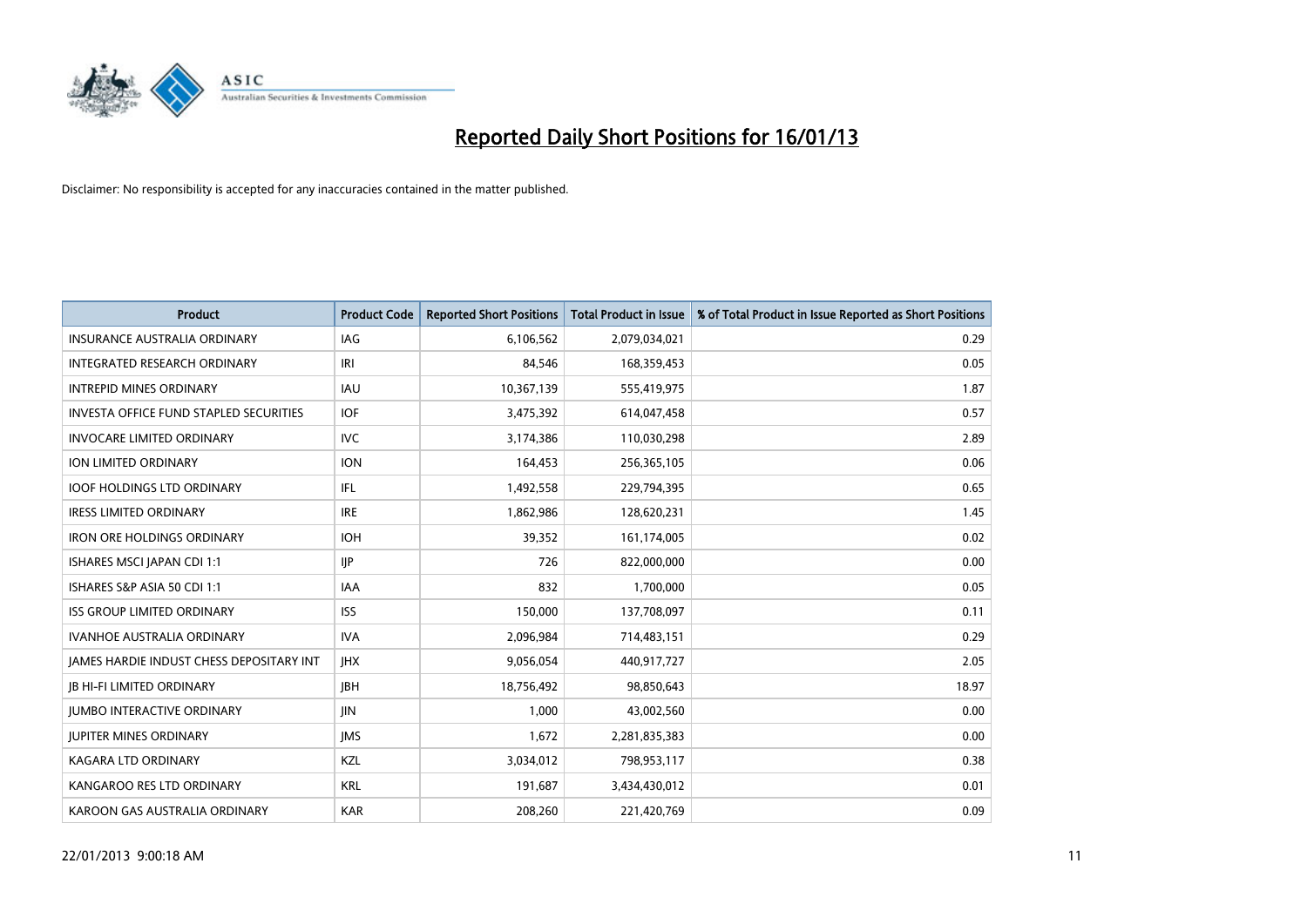# Reported Daily Short Positions for 16/01/13

Disclaimer: No responsibility is accepted for any inaccuracies contained in the matter published.

| Product | Product Code | Reported Short Positions | Total Product in Issue | % of Total Product in Issue Reported as Short Positions |
|---|---|---|---|---|
| INSURANCE AUSTRALIA ORDINARY | IAG | 6,106,562 | 2,079,034,021 | 0.29 |
| INTEGRATED RESEARCH ORDINARY | IRI | 84,546 | 168,359,453 | 0.05 |
| INTREPID MINES ORDINARY | IAU | 10,367,139 | 555,419,975 | 1.87 |
| INVESTA OFFICE FUND STAPLED SECURITIES | IOF | 3,475,392 | 614,047,458 | 0.57 |
| INVOCARE LIMITED ORDINARY | IVC | 3,174,386 | 110,030,298 | 2.89 |
| ION LIMITED ORDINARY | ION | 164,453 | 256,365,105 | 0.06 |
| IOOF HOLDINGS LTD ORDINARY | IFL | 1,492,558 | 229,794,395 | 0.65 |
| IRESS LIMITED ORDINARY | IRE | 1,862,986 | 128,620,231 | 1.45 |
| IRON ORE HOLDINGS ORDINARY | IOH | 39,352 | 161,174,005 | 0.02 |
| ISHARES MSCI JAPAN CDI 1:1 | IJP | 726 | 822,000,000 | 0.00 |
| ISHARES S&P ASIA 50 CDI 1:1 | IAA | 832 | 1,700,000 | 0.05 |
| ISS GROUP LIMITED ORDINARY | ISS | 150,000 | 137,708,097 | 0.11 |
| IVANHOE AUSTRALIA ORDINARY | IVA | 2,096,984 | 714,483,151 | 0.29 |
| JAMES HARDIE INDUST CHESS DEPOSITARY INT | JHX | 9,056,054 | 440,917,727 | 2.05 |
| JB HI-FI LIMITED ORDINARY | JBH | 18,756,492 | 98,850,643 | 18.97 |
| JUMBO INTERACTIVE ORDINARY | JIN | 1,000 | 43,002,560 | 0.00 |
| JUPITER MINES ORDINARY | JMS | 1,672 | 2,281,835,383 | 0.00 |
| KAGARA LTD ORDINARY | KZL | 3,034,012 | 798,953,117 | 0.38 |
| KANGAROO RES LTD ORDINARY | KRL | 191,687 | 3,434,430,012 | 0.01 |
| KAROON GAS AUSTRALIA ORDINARY | KAR | 208,260 | 221,420,769 | 0.09 |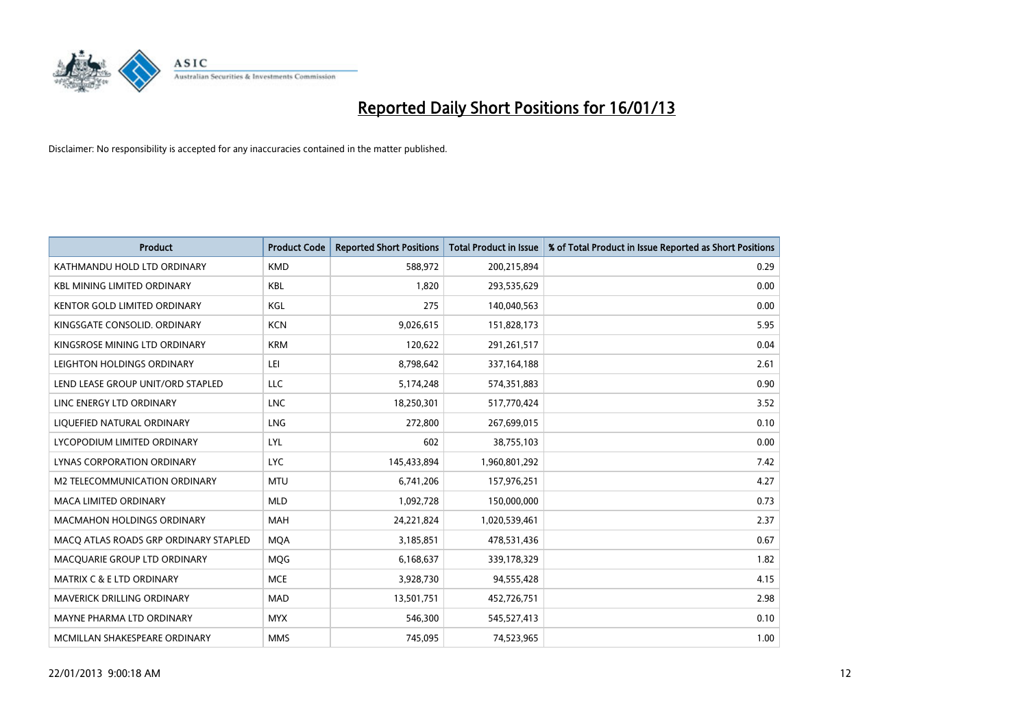# Reported Daily Short Positions for 16/01/13

Disclaimer: No responsibility is accepted for any inaccuracies contained in the matter published.

| Product | Product Code | Reported Short Positions | Total Product in Issue | % of Total Product in Issue Reported as Short Positions |
|---|---|---|---|---|
| KATHMANDU HOLD LTD ORDINARY | KMD | 588,972 | 200,215,894 | 0.29 |
| KBL MINING LIMITED ORDINARY | KBL | 1,820 | 293,535,629 | 0.00 |
| KENTOR GOLD LIMITED ORDINARY | KGL | 275 | 140,040,563 | 0.00 |
| KINGSGATE CONSOLID. ORDINARY | KCN | 9,026,615 | 151,828,173 | 5.95 |
| KINGSROSE MINING LTD ORDINARY | KRM | 120,622 | 291,261,517 | 0.04 |
| LEIGHTON HOLDINGS ORDINARY | LEI | 8,798,642 | 337,164,188 | 2.61 |
| LEND LEASE GROUP UNIT/ORD STAPLED | LLC | 5,174,248 | 574,351,883 | 0.90 |
| LINC ENERGY LTD ORDINARY | LNC | 18,250,301 | 517,770,424 | 3.52 |
| LIQUEFIED NATURAL ORDINARY | LNG | 272,800 | 267,699,015 | 0.10 |
| LYCOPODIUM LIMITED ORDINARY | LYL | 602 | 38,755,103 | 0.00 |
| LYNAS CORPORATION ORDINARY | LYC | 145,433,894 | 1,960,801,292 | 7.42 |
| M2 TELECOMMUNICATION ORDINARY | MTU | 6,741,206 | 157,976,251 | 4.27 |
| MACA LIMITED ORDINARY | MLD | 1,092,728 | 150,000,000 | 0.73 |
| MACMAHON HOLDINGS ORDINARY | MAH | 24,221,824 | 1,020,539,461 | 2.37 |
| MACQ ATLAS ROADS GRP ORDINARY STAPLED | MQA | 3,185,851 | 478,531,436 | 0.67 |
| MACQUARIE GROUP LTD ORDINARY | MQG | 6,168,637 | 339,178,329 | 1.82 |
| MATRIX C & E LTD ORDINARY | MCE | 3,928,730 | 94,555,428 | 4.15 |
| MAVERICK DRILLING ORDINARY | MAD | 13,501,751 | 452,726,751 | 2.98 |
| MAYNE PHARMA LTD ORDINARY | MYX | 546,300 | 545,527,413 | 0.10 |
| MCMILLAN SHAKESPEARE ORDINARY | MMS | 745,095 | 74,523,965 | 1.00 |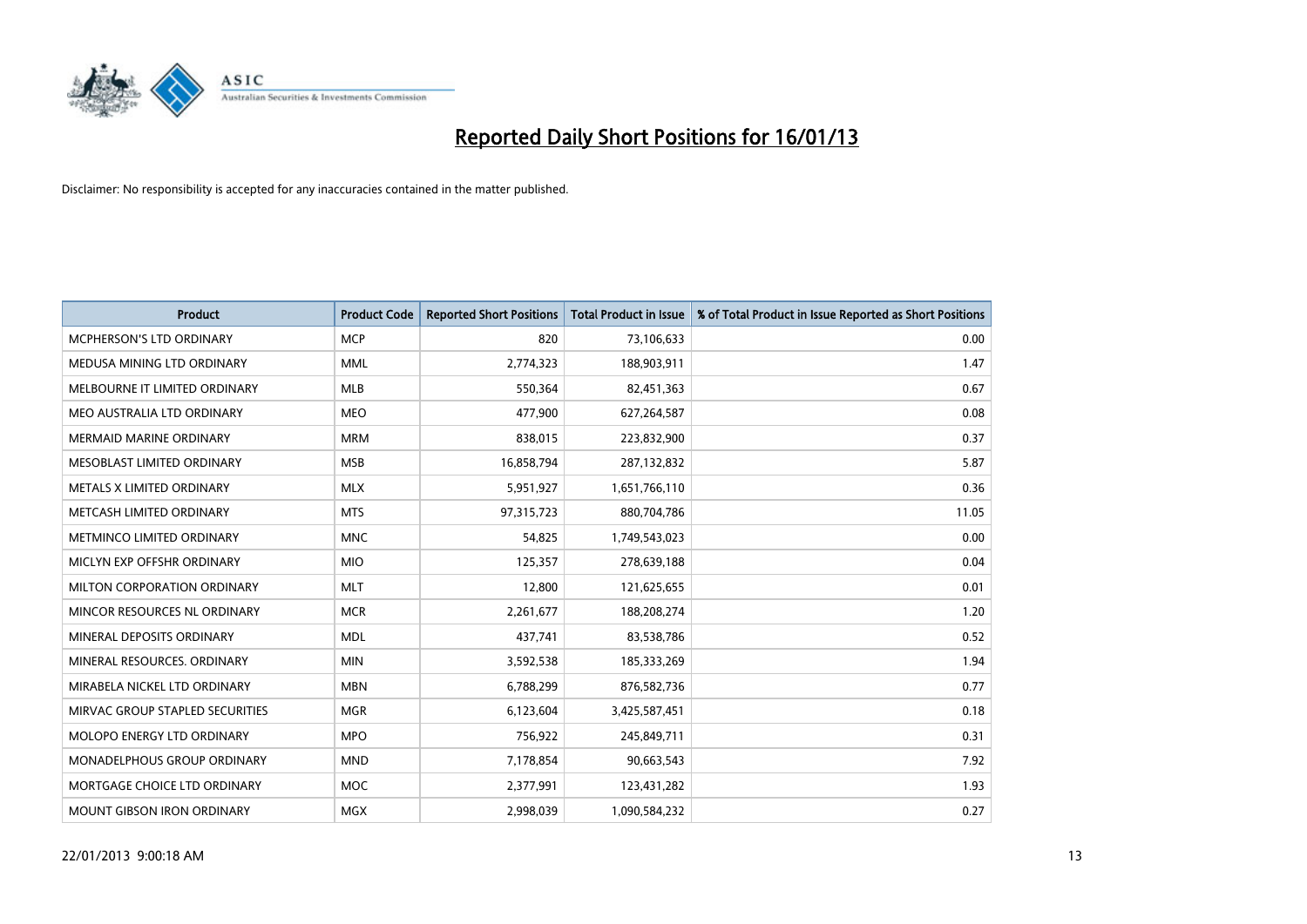# Reported Daily Short Positions for 16/01/13

Disclaimer: No responsibility is accepted for any inaccuracies contained in the matter published.

| Product | Product Code | Reported Short Positions | Total Product in Issue | % of Total Product in Issue Reported as Short Positions |
|---|---|---|---|---|
| MCPHERSON'S LTD ORDINARY | MCP | 820 | 73,106,633 | 0.00 |
| MEDUSA MINING LTD ORDINARY | MML | 2,774,323 | 188,903,911 | 1.47 |
| MELBOURNE IT LIMITED ORDINARY | MLB | 550,364 | 82,451,363 | 0.67 |
| MEO AUSTRALIA LTD ORDINARY | MEO | 477,900 | 627,264,587 | 0.08 |
| MERMAID MARINE ORDINARY | MRM | 838,015 | 223,832,900 | 0.37 |
| MESOBLAST LIMITED ORDINARY | MSB | 16,858,794 | 287,132,832 | 5.87 |
| METALS X LIMITED ORDINARY | MLX | 5,951,927 | 1,651,766,110 | 0.36 |
| METCASH LIMITED ORDINARY | MTS | 97,315,723 | 880,704,786 | 11.05 |
| METMINCO LIMITED ORDINARY | MNC | 54,825 | 1,749,543,023 | 0.00 |
| MICLYN EXP OFFSHR ORDINARY | MIO | 125,357 | 278,639,188 | 0.04 |
| MILTON CORPORATION ORDINARY | MLT | 12,800 | 121,625,655 | 0.01 |
| MINCOR RESOURCES NL ORDINARY | MCR | 2,261,677 | 188,208,274 | 1.20 |
| MINERAL DEPOSITS ORDINARY | MDL | 437,741 | 83,538,786 | 0.52 |
| MINERAL RESOURCES. ORDINARY | MIN | 3,592,538 | 185,333,269 | 1.94 |
| MIRABELA NICKEL LTD ORDINARY | MBN | 6,788,299 | 876,582,736 | 0.77 |
| MIRVAC GROUP STAPLED SECURITIES | MGR | 6,123,604 | 3,425,587,451 | 0.18 |
| MOLOPO ENERGY LTD ORDINARY | MPO | 756,922 | 245,849,711 | 0.31 |
| MONADELPHOUS GROUP ORDINARY | MND | 7,178,854 | 90,663,543 | 7.92 |
| MORTGAGE CHOICE LTD ORDINARY | MOC | 2,377,991 | 123,431,282 | 1.93 |
| MOUNT GIBSON IRON ORDINARY | MGX | 2,998,039 | 1,090,584,232 | 0.27 |

22/01/2013 9:00:18 AM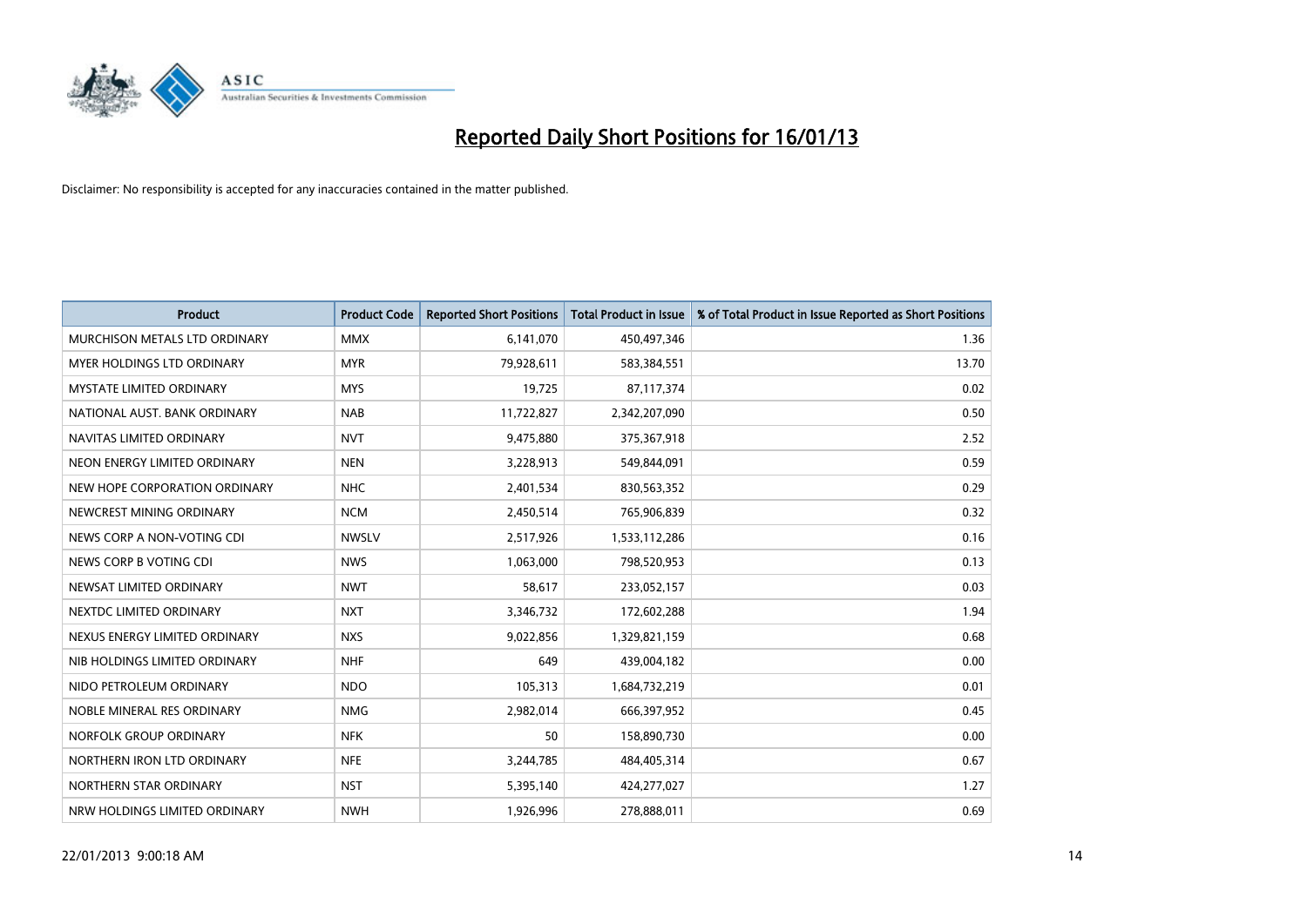# Reported Daily Short Positions for 16/01/13

Disclaimer: No responsibility is accepted for any inaccuracies contained in the matter published.

| Product | Product Code | Reported Short Positions | Total Product in Issue | % of Total Product in Issue Reported as Short Positions |
|---|---|---|---|---|
| MURCHISON METALS LTD ORDINARY | MMX | 6,141,070 | 450,497,346 | 1.36 |
| MYER HOLDINGS LTD ORDINARY | MYR | 79,928,611 | 583,384,551 | 13.70 |
| MYSTATE LIMITED ORDINARY | MYS | 19,725 | 87,117,374 | 0.02 |
| NATIONAL AUST. BANK ORDINARY | NAB | 11,722,827 | 2,342,207,090 | 0.50 |
| NAVITAS LIMITED ORDINARY | NVT | 9,475,880 | 375,367,918 | 2.52 |
| NEON ENERGY LIMITED ORDINARY | NEN | 3,228,913 | 549,844,091 | 0.59 |
| NEW HOPE CORPORATION ORDINARY | NHC | 2,401,534 | 830,563,352 | 0.29 |
| NEWCREST MINING ORDINARY | NCM | 2,450,514 | 765,906,839 | 0.32 |
| NEWS CORP A NON-VOTING CDI | NWSLV | 2,517,926 | 1,533,112,286 | 0.16 |
| NEWS CORP B VOTING CDI | NWS | 1,063,000 | 798,520,953 | 0.13 |
| NEWSAT LIMITED ORDINARY | NWT | 58,617 | 233,052,157 | 0.03 |
| NEXTDC LIMITED ORDINARY | NXT | 3,346,732 | 172,602,288 | 1.94 |
| NEXUS ENERGY LIMITED ORDINARY | NXS | 9,022,856 | 1,329,821,159 | 0.68 |
| NIB HOLDINGS LIMITED ORDINARY | NHF | 649 | 439,004,182 | 0.00 |
| NIDO PETROLEUM ORDINARY | NDO | 105,313 | 1,684,732,219 | 0.01 |
| NOBLE MINERAL RES ORDINARY | NMG | 2,982,014 | 666,397,952 | 0.45 |
| NORFOLK GROUP ORDINARY | NFK | 50 | 158,890,730 | 0.00 |
| NORTHERN IRON LTD ORDINARY | NFE | 3,244,785 | 484,405,314 | 0.67 |
| NORTHERN STAR ORDINARY | NST | 5,395,140 | 424,277,027 | 1.27 |
| NRW HOLDINGS LIMITED ORDINARY | NWH | 1,926,996 | 278,888,011 | 0.69 |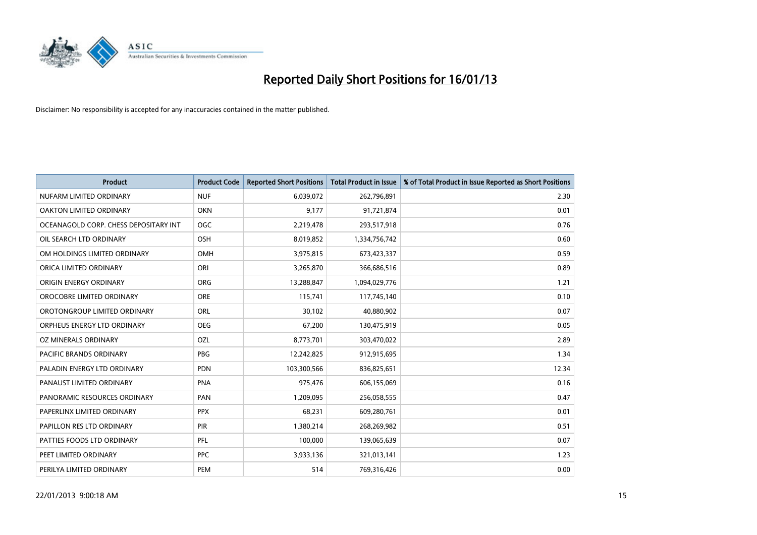# Reported Daily Short Positions for 16/01/13

Disclaimer: No responsibility is accepted for any inaccuracies contained in the matter published.

| Product | Product Code | Reported Short Positions | Total Product in Issue | % of Total Product in Issue Reported as Short Positions |
|---|---|---|---|---|
| NUFARM LIMITED ORDINARY | NUF | 6,039,072 | 262,796,891 | 2.30 |
| OAKTON LIMITED ORDINARY | OKN | 9,177 | 91,721,874 | 0.01 |
| OCEANAGOLD CORP. CHESS DEPOSITARY INT | OGC | 2,219,478 | 293,517,918 | 0.76 |
| OIL SEARCH LTD ORDINARY | OSH | 8,019,852 | 1,334,756,742 | 0.60 |
| OM HOLDINGS LIMITED ORDINARY | OMH | 3,975,815 | 673,423,337 | 0.59 |
| ORICA LIMITED ORDINARY | ORI | 3,265,870 | 366,686,516 | 0.89 |
| ORIGIN ENERGY ORDINARY | ORG | 13,288,847 | 1,094,029,776 | 1.21 |
| OROCOBRE LIMITED ORDINARY | ORE | 115,741 | 117,745,140 | 0.10 |
| OROTONGROUP LIMITED ORDINARY | ORL | 30,102 | 40,880,902 | 0.07 |
| ORPHEUS ENERGY LTD ORDINARY | OEG | 67,200 | 130,475,919 | 0.05 |
| OZ MINERALS ORDINARY | OZL | 8,773,701 | 303,470,022 | 2.89 |
| PACIFIC BRANDS ORDINARY | PBG | 12,242,825 | 912,915,695 | 1.34 |
| PALADIN ENERGY LTD ORDINARY | PDN | 103,300,566 | 836,825,651 | 12.34 |
| PANAUST LIMITED ORDINARY | PNA | 975,476 | 606,155,069 | 0.16 |
| PANORAMIC RESOURCES ORDINARY | PAN | 1,209,095 | 256,058,555 | 0.47 |
| PAPERLINX LIMITED ORDINARY | PPX | 68,231 | 609,280,761 | 0.01 |
| PAPILLON RES LTD ORDINARY | PIR | 1,380,214 | 268,269,982 | 0.51 |
| PATTIES FOODS LTD ORDINARY | PFL | 100,000 | 139,065,639 | 0.07 |
| PEET LIMITED ORDINARY | PPC | 3,933,136 | 321,013,141 | 1.23 |
| PERILYA LIMITED ORDINARY | PEM | 514 | 769,316,426 | 0.00 |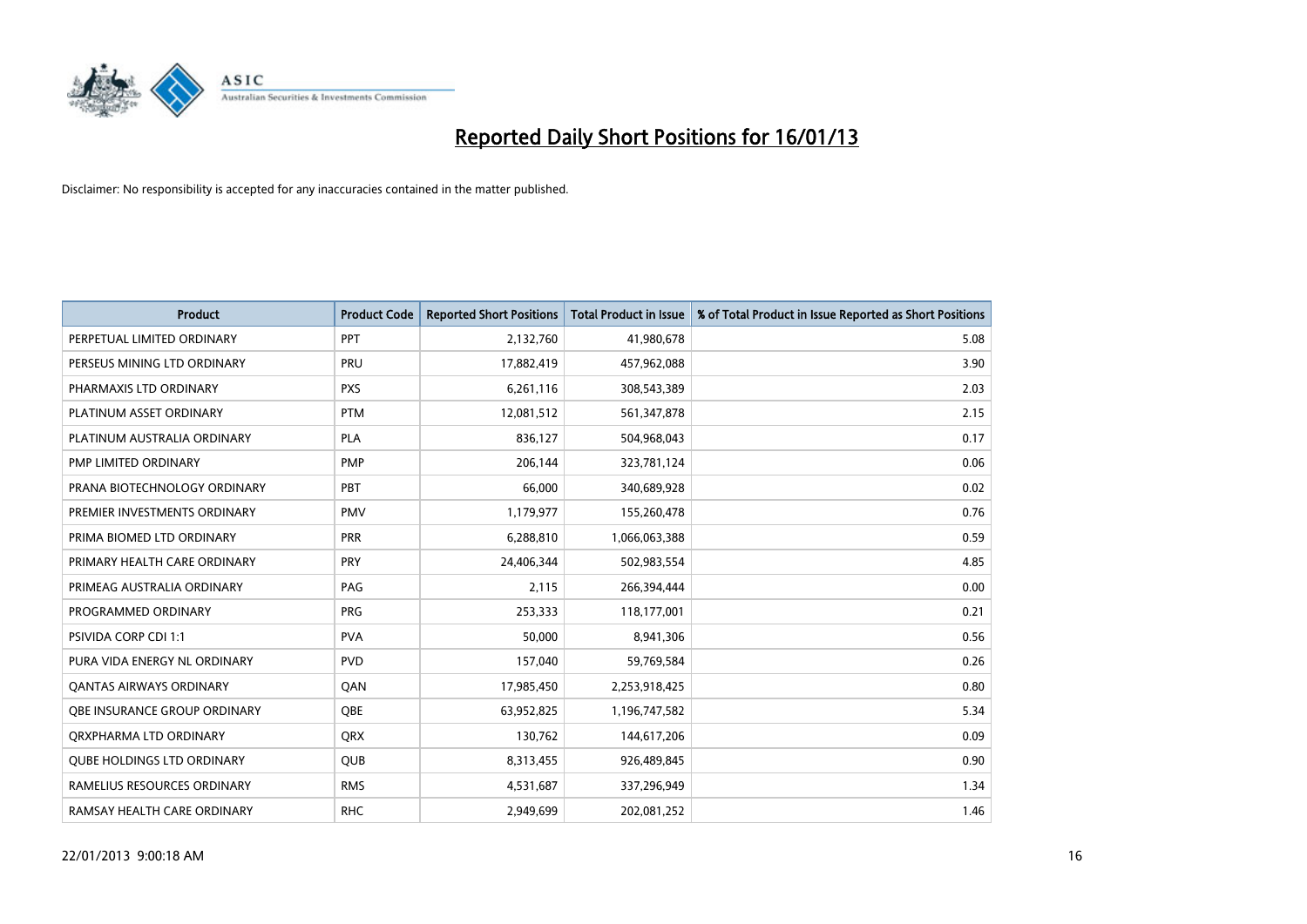# Reported Daily Short Positions for 16/01/13

Disclaimer: No responsibility is accepted for any inaccuracies contained in the matter published.

| Product | Product Code | Reported Short Positions | Total Product in Issue | % of Total Product in Issue Reported as Short Positions |
|---|---|---|---|---|
| PERPETUAL LIMITED ORDINARY | PPT | 2,132,760 | 41,980,678 | 5.08 |
| PERSEUS MINING LTD ORDINARY | PRU | 17,882,419 | 457,962,088 | 3.90 |
| PHARMAXIS LTD ORDINARY | PXS | 6,261,116 | 308,543,389 | 2.03 |
| PLATINUM ASSET ORDINARY | PTM | 12,081,512 | 561,347,878 | 2.15 |
| PLATINUM AUSTRALIA ORDINARY | PLA | 836,127 | 504,968,043 | 0.17 |
| PMP LIMITED ORDINARY | PMP | 206,144 | 323,781,124 | 0.06 |
| PRANA BIOTECHNOLOGY ORDINARY | PBT | 66,000 | 340,689,928 | 0.02 |
| PREMIER INVESTMENTS ORDINARY | PMV | 1,179,977 | 155,260,478 | 0.76 |
| PRIMA BIOMED LTD ORDINARY | PRR | 6,288,810 | 1,066,063,388 | 0.59 |
| PRIMARY HEALTH CARE ORDINARY | PRY | 24,406,344 | 502,983,554 | 4.85 |
| PRIMEAG AUSTRALIA ORDINARY | PAG | 2,115 | 266,394,444 | 0.00 |
| PROGRAMMED ORDINARY | PRG | 253,333 | 118,177,001 | 0.21 |
| PSIVIDA CORP CDI 1:1 | PVA | 50,000 | 8,941,306 | 0.56 |
| PURA VIDA ENERGY NL ORDINARY | PVD | 157,040 | 59,769,584 | 0.26 |
| QANTAS AIRWAYS ORDINARY | QAN | 17,985,450 | 2,253,918,425 | 0.80 |
| QBE INSURANCE GROUP ORDINARY | QBE | 63,952,825 | 1,196,747,582 | 5.34 |
| QRXPHARMA LTD ORDINARY | QRX | 130,762 | 144,617,206 | 0.09 |
| QUBE HOLDINGS LTD ORDINARY | QUB | 8,313,455 | 926,489,845 | 0.90 |
| RAMELIUS RESOURCES ORDINARY | RMS | 4,531,687 | 337,296,949 | 1.34 |
| RAMSAY HEALTH CARE ORDINARY | RHC | 2,949,699 | 202,081,252 | 1.46 |

22/01/2013 9:00:18 AM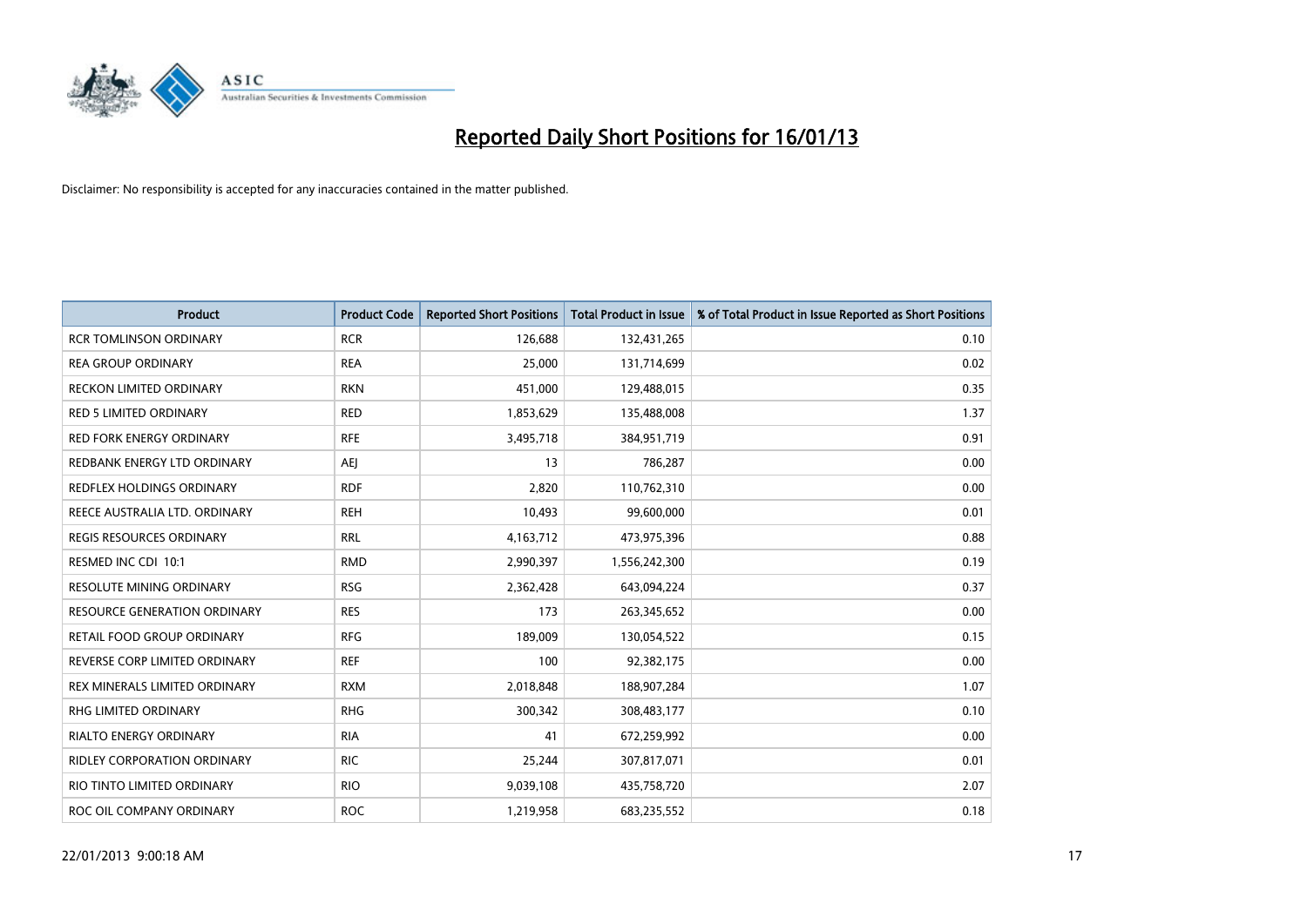# Reported Daily Short Positions for 16/01/13

Disclaimer: No responsibility is accepted for any inaccuracies contained in the matter published.

| Product | Product Code | Reported Short Positions | Total Product in Issue | % of Total Product in Issue Reported as Short Positions |
|---|---|---|---|---|
| RCR TOMLINSON ORDINARY | RCR | 126,688 | 132,431,265 | 0.10 |
| REA GROUP ORDINARY | REA | 25,000 | 131,714,699 | 0.02 |
| RECKON LIMITED ORDINARY | RKN | 451,000 | 129,488,015 | 0.35 |
| RED 5 LIMITED ORDINARY | RED | 1,853,629 | 135,488,008 | 1.37 |
| RED FORK ENERGY ORDINARY | RFE | 3,495,718 | 384,951,719 | 0.91 |
| REDBANK ENERGY LTD ORDINARY | AEJ | 13 | 786,287 | 0.00 |
| REDFLEX HOLDINGS ORDINARY | RDF | 2,820 | 110,762,310 | 0.00 |
| REECE AUSTRALIA LTD. ORDINARY | REH | 10,493 | 99,600,000 | 0.01 |
| REGIS RESOURCES ORDINARY | RRL | 4,163,712 | 473,975,396 | 0.88 |
| RESMED INC CDI 10:1 | RMD | 2,990,397 | 1,556,242,300 | 0.19 |
| RESOLUTE MINING ORDINARY | RSG | 2,362,428 | 643,094,224 | 0.37 |
| RESOURCE GENERATION ORDINARY | RES | 173 | 263,345,652 | 0.00 |
| RETAIL FOOD GROUP ORDINARY | RFG | 189,009 | 130,054,522 | 0.15 |
| REVERSE CORP LIMITED ORDINARY | REF | 100 | 92,382,175 | 0.00 |
| REX MINERALS LIMITED ORDINARY | RXM | 2,018,848 | 188,907,284 | 1.07 |
| RHG LIMITED ORDINARY | RHG | 300,342 | 308,483,177 | 0.10 |
| RIALTO ENERGY ORDINARY | RIA | 41 | 672,259,992 | 0.00 |
| RIDLEY CORPORATION ORDINARY | RIC | 25,244 | 307,817,071 | 0.01 |
| RIO TINTO LIMITED ORDINARY | RIO | 9,039,108 | 435,758,720 | 2.07 |
| ROC OIL COMPANY ORDINARY | ROC | 1,219,958 | 683,235,552 | 0.18 |

22/01/2013 9:00:18 AM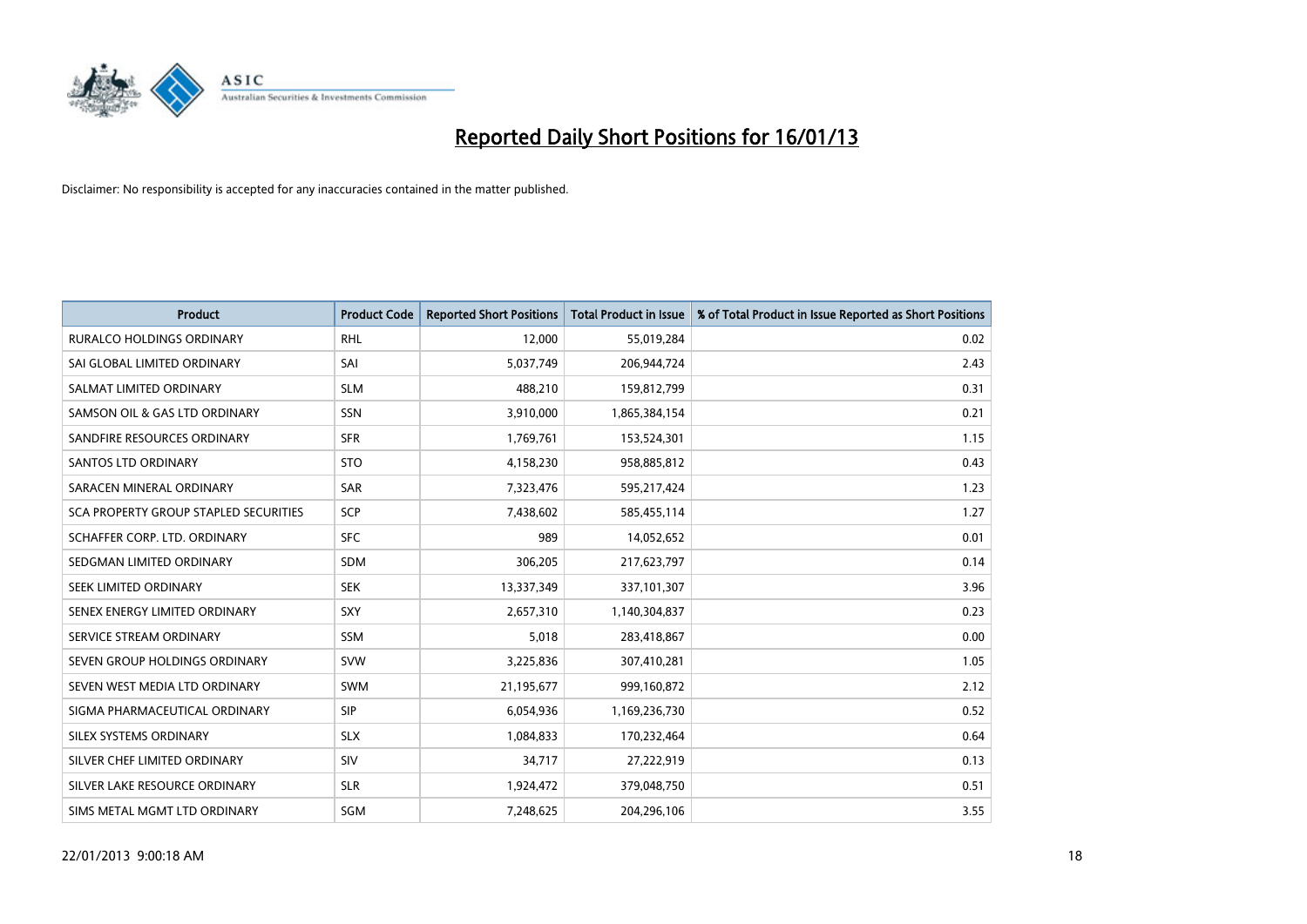# Reported Daily Short Positions for 16/01/13

Disclaimer: No responsibility is accepted for any inaccuracies contained in the matter published.

| Product | Product Code | Reported Short Positions | Total Product in Issue | % of Total Product in Issue Reported as Short Positions |
|---|---|---|---|---|
| RURALCO HOLDINGS ORDINARY | RHL | 12,000 | 55,019,284 | 0.02 |
| SAI GLOBAL LIMITED ORDINARY | SAI | 5,037,749 | 206,944,724 | 2.43 |
| SALMAT LIMITED ORDINARY | SLM | 488,210 | 159,812,799 | 0.31 |
| SAMSON OIL & GAS LTD ORDINARY | SSN | 3,910,000 | 1,865,384,154 | 0.21 |
| SANDFIRE RESOURCES ORDINARY | SFR | 1,769,761 | 153,524,301 | 1.15 |
| SANTOS LTD ORDINARY | STO | 4,158,230 | 958,885,812 | 0.43 |
| SARACEN MINERAL ORDINARY | SAR | 7,323,476 | 595,217,424 | 1.23 |
| SCA PROPERTY GROUP STAPLED SECURITIES | SCP | 7,438,602 | 585,455,114 | 1.27 |
| SCHAFFER CORP. LTD. ORDINARY | SFC | 989 | 14,052,652 | 0.01 |
| SEDGMAN LIMITED ORDINARY | SDM | 306,205 | 217,623,797 | 0.14 |
| SEEK LIMITED ORDINARY | SEK | 13,337,349 | 337,101,307 | 3.96 |
| SENEX ENERGY LIMITED ORDINARY | SXY | 2,657,310 | 1,140,304,837 | 0.23 |
| SERVICE STREAM ORDINARY | SSM | 5,018 | 283,418,867 | 0.00 |
| SEVEN GROUP HOLDINGS ORDINARY | SVW | 3,225,836 | 307,410,281 | 1.05 |
| SEVEN WEST MEDIA LTD ORDINARY | SWM | 21,195,677 | 999,160,872 | 2.12 |
| SIGMA PHARMACEUTICAL ORDINARY | SIP | 6,054,936 | 1,169,236,730 | 0.52 |
| SILEX SYSTEMS ORDINARY | SLX | 1,084,833 | 170,232,464 | 0.64 |
| SILVER CHEF LIMITED ORDINARY | SIV | 34,717 | 27,222,919 | 0.13 |
| SILVER LAKE RESOURCE ORDINARY | SLR | 1,924,472 | 379,048,750 | 0.51 |
| SIMS METAL MGMT LTD ORDINARY | SGM | 7,248,625 | 204,296,106 | 3.55 |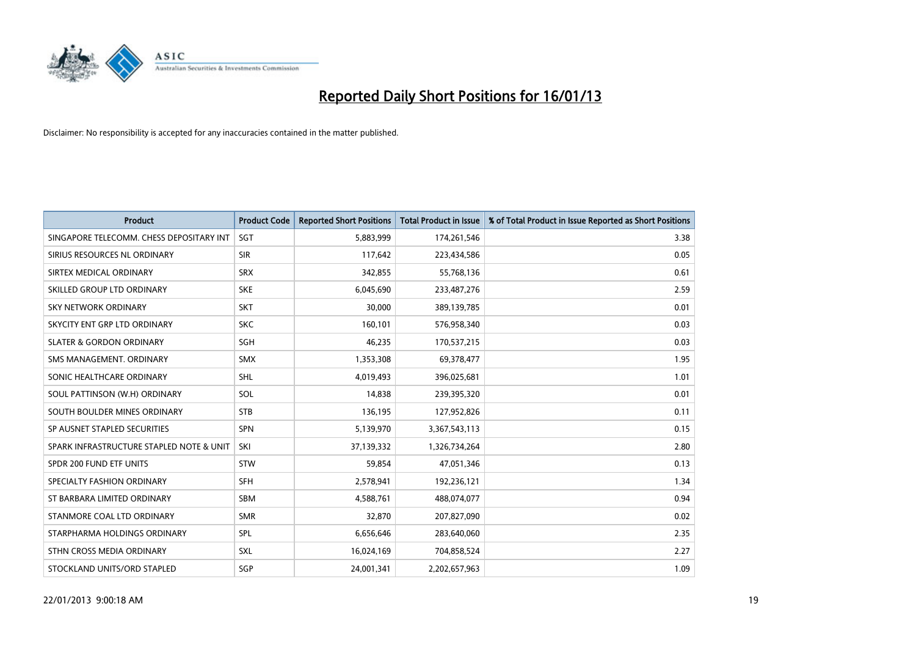# Reported Daily Short Positions for 16/01/13

Disclaimer: No responsibility is accepted for any inaccuracies contained in the matter published.

| Product | Product Code | Reported Short Positions | Total Product in Issue | % of Total Product in Issue Reported as Short Positions |
|---|---|---|---|---|
| SINGAPORE TELECOMM. CHESS DEPOSITARY INT | SGT | 5,883,999 | 174,261,546 | 3.38 |
| SIRIUS RESOURCES NL ORDINARY | SIR | 117,642 | 223,434,586 | 0.05 |
| SIRTEX MEDICAL ORDINARY | SRX | 342,855 | 55,768,136 | 0.61 |
| SKILLED GROUP LTD ORDINARY | SKE | 6,045,690 | 233,487,276 | 2.59 |
| SKY NETWORK ORDINARY | SKT | 30,000 | 389,139,785 | 0.01 |
| SKYCITY ENT GRP LTD ORDINARY | SKC | 160,101 | 576,958,340 | 0.03 |
| SLATER & GORDON ORDINARY | SGH | 46,235 | 170,537,215 | 0.03 |
| SMS MANAGEMENT. ORDINARY | SMX | 1,353,308 | 69,378,477 | 1.95 |
| SONIC HEALTHCARE ORDINARY | SHL | 4,019,493 | 396,025,681 | 1.01 |
| SOUL PATTINSON (W.H) ORDINARY | SOL | 14,838 | 239,395,320 | 0.01 |
| SOUTH BOULDER MINES ORDINARY | STB | 136,195 | 127,952,826 | 0.11 |
| SP AUSNET STAPLED SECURITIES | SPN | 5,139,970 | 3,367,543,113 | 0.15 |
| SPARK INFRASTRUCTURE STAPLED NOTE & UNIT | SKI | 37,139,332 | 1,326,734,264 | 2.80 |
| SPDR 200 FUND ETF UNITS | STW | 59,854 | 47,051,346 | 0.13 |
| SPECIALTY FASHION ORDINARY | SFH | 2,578,941 | 192,236,121 | 1.34 |
| ST BARBARA LIMITED ORDINARY | SBM | 4,588,761 | 488,074,077 | 0.94 |
| STANMORE COAL LTD ORDINARY | SMR | 32,870 | 207,827,090 | 0.02 |
| STARPHARMA HOLDINGS ORDINARY | SPL | 6,656,646 | 283,640,060 | 2.35 |
| STHN CROSS MEDIA ORDINARY | SXL | 16,024,169 | 704,858,524 | 2.27 |
| STOCKLAND UNITS/ORD STAPLED | SGP | 24,001,341 | 2,202,657,963 | 1.09 |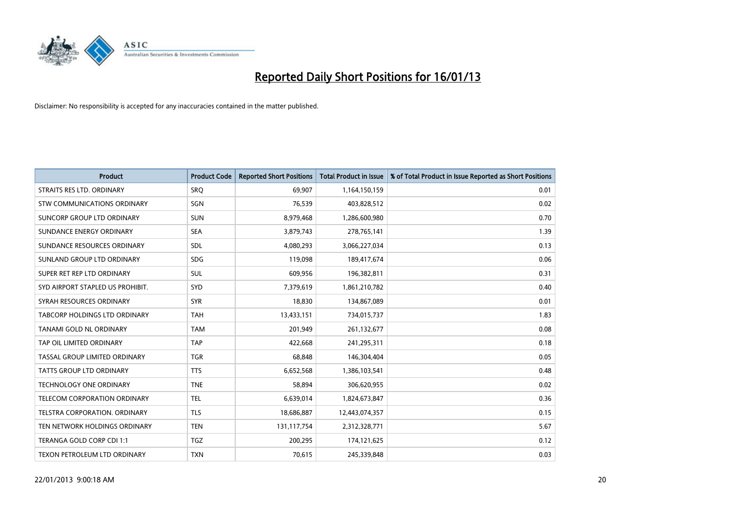# Reported Daily Short Positions for 16/01/13

Disclaimer: No responsibility is accepted for any inaccuracies contained in the matter published.

| Product | Product Code | Reported Short Positions | Total Product in Issue | % of Total Product in Issue Reported as Short Positions |
|---|---|---|---|---|
| STRAITS RES LTD. ORDINARY | SRQ | 69,907 | 1,164,150,159 | 0.01 |
| STW COMMUNICATIONS ORDINARY | SGN | 76,539 | 403,828,512 | 0.02 |
| SUNCORP GROUP LTD ORDINARY | SUN | 8,979,468 | 1,286,600,980 | 0.70 |
| SUNDANCE ENERGY ORDINARY | SEA | 3,879,743 | 278,765,141 | 1.39 |
| SUNDANCE RESOURCES ORDINARY | SDL | 4,080,293 | 3,066,227,034 | 0.13 |
| SUNLAND GROUP LTD ORDINARY | SDG | 119,098 | 189,417,674 | 0.06 |
| SUPER RET REP LTD ORDINARY | SUL | 609,956 | 196,382,811 | 0.31 |
| SYD AIRPORT STAPLED US PROHIBIT. | SYD | 7,379,619 | 1,861,210,782 | 0.40 |
| SYRAH RESOURCES ORDINARY | SYR | 18,830 | 134,867,089 | 0.01 |
| TABCORP HOLDINGS LTD ORDINARY | TAH | 13,433,151 | 734,015,737 | 1.83 |
| TANAMI GOLD NL ORDINARY | TAM | 201,949 | 261,132,677 | 0.08 |
| TAP OIL LIMITED ORDINARY | TAP | 422,668 | 241,295,311 | 0.18 |
| TASSAL GROUP LIMITED ORDINARY | TGR | 68,848 | 146,304,404 | 0.05 |
| TATTS GROUP LTD ORDINARY | TTS | 6,652,568 | 1,386,103,541 | 0.48 |
| TECHNOLOGY ONE ORDINARY | TNE | 58,894 | 306,620,955 | 0.02 |
| TELECOM CORPORATION ORDINARY | TEL | 6,639,014 | 1,824,673,847 | 0.36 |
| TELSTRA CORPORATION. ORDINARY | TLS | 18,686,887 | 12,443,074,357 | 0.15 |
| TEN NETWORK HOLDINGS ORDINARY | TEN | 131,117,754 | 2,312,328,771 | 5.67 |
| TERANGA GOLD CORP CDI 1:1 | TGZ | 200,295 | 174,121,625 | 0.12 |
| TEXON PETROLEUM LTD ORDINARY | TXN | 70,615 | 245,339,848 | 0.03 |

22/01/2013 9:00:18 AM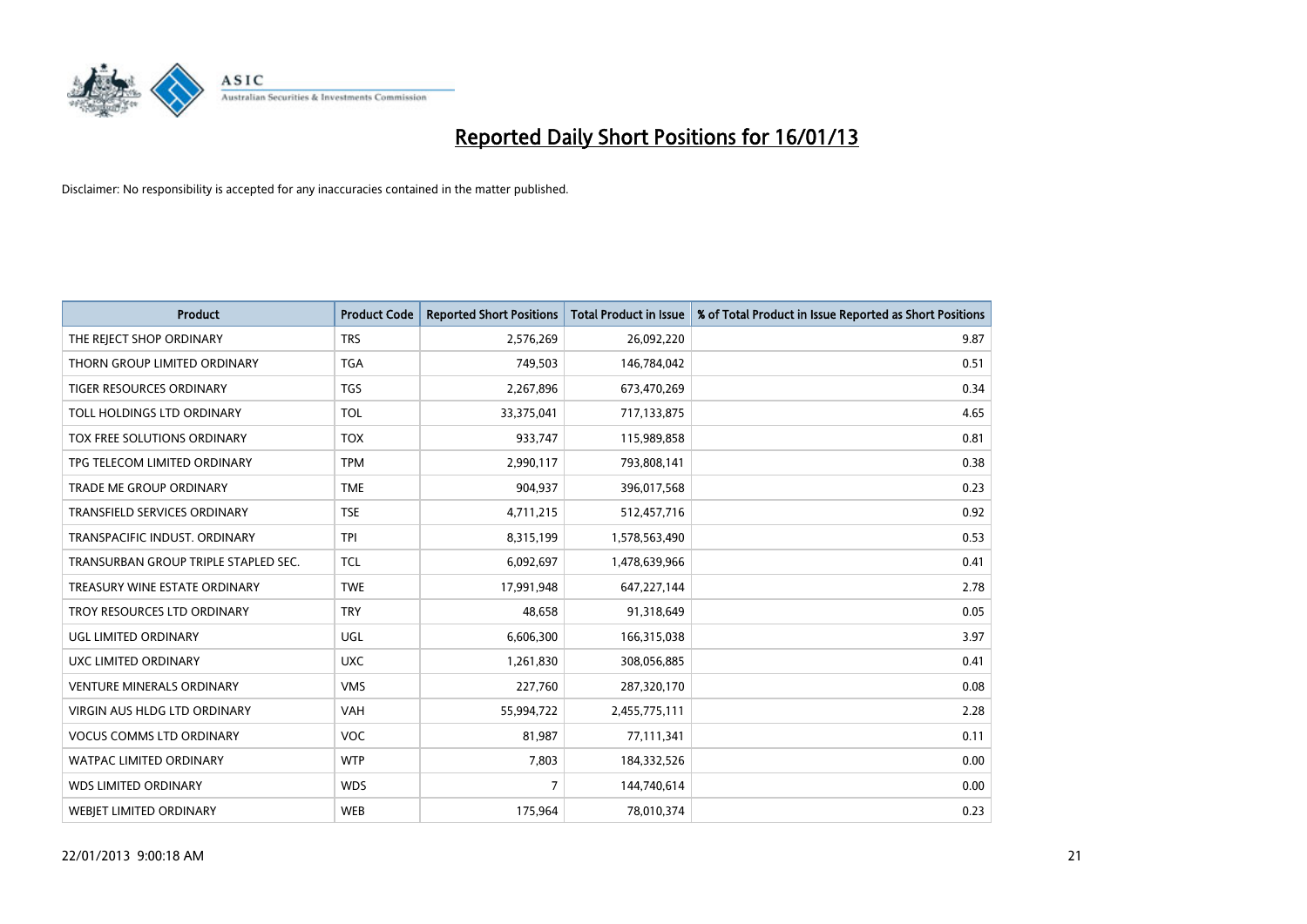# Reported Daily Short Positions for 16/01/13

Disclaimer: No responsibility is accepted for any inaccuracies contained in the matter published.

| Product | Product Code | Reported Short Positions | Total Product in Issue | % of Total Product in Issue Reported as Short Positions |
|---|---|---|---|---|
| THE REJECT SHOP ORDINARY | TRS | 2,576,269 | 26,092,220 | 9.87 |
| THORN GROUP LIMITED ORDINARY | TGA | 749,503 | 146,784,042 | 0.51 |
| TIGER RESOURCES ORDINARY | TGS | 2,267,896 | 673,470,269 | 0.34 |
| TOLL HOLDINGS LTD ORDINARY | TOL | 33,375,041 | 717,133,875 | 4.65 |
| TOX FREE SOLUTIONS ORDINARY | TOX | 933,747 | 115,989,858 | 0.81 |
| TPG TELECOM LIMITED ORDINARY | TPM | 2,990,117 | 793,808,141 | 0.38 |
| TRADE ME GROUP ORDINARY | TME | 904,937 | 396,017,568 | 0.23 |
| TRANSFIELD SERVICES ORDINARY | TSE | 4,711,215 | 512,457,716 | 0.92 |
| TRANSPACIFIC INDUST. ORDINARY | TPI | 8,315,199 | 1,578,563,490 | 0.53 |
| TRANSURBAN GROUP TRIPLE STAPLED SEC. | TCL | 6,092,697 | 1,478,639,966 | 0.41 |
| TREASURY WINE ESTATE ORDINARY | TWE | 17,991,948 | 647,227,144 | 2.78 |
| TROY RESOURCES LTD ORDINARY | TRY | 48,658 | 91,318,649 | 0.05 |
| UGL LIMITED ORDINARY | UGL | 6,606,300 | 166,315,038 | 3.97 |
| UXC LIMITED ORDINARY | UXC | 1,261,830 | 308,056,885 | 0.41 |
| VENTURE MINERALS ORDINARY | VMS | 227,760 | 287,320,170 | 0.08 |
| VIRGIN AUS HLDG LTD ORDINARY | VAH | 55,994,722 | 2,455,775,111 | 2.28 |
| VOCUS COMMS LTD ORDINARY | VOC | 81,987 | 77,111,341 | 0.11 |
| WATPAC LIMITED ORDINARY | WTP | 7,803 | 184,332,526 | 0.00 |
| WDS LIMITED ORDINARY | WDS | 7 | 144,740,614 | 0.00 |
| WEBJET LIMITED ORDINARY | WEB | 175,964 | 78,010,374 | 0.23 |

22/01/2013 9:00:18 AM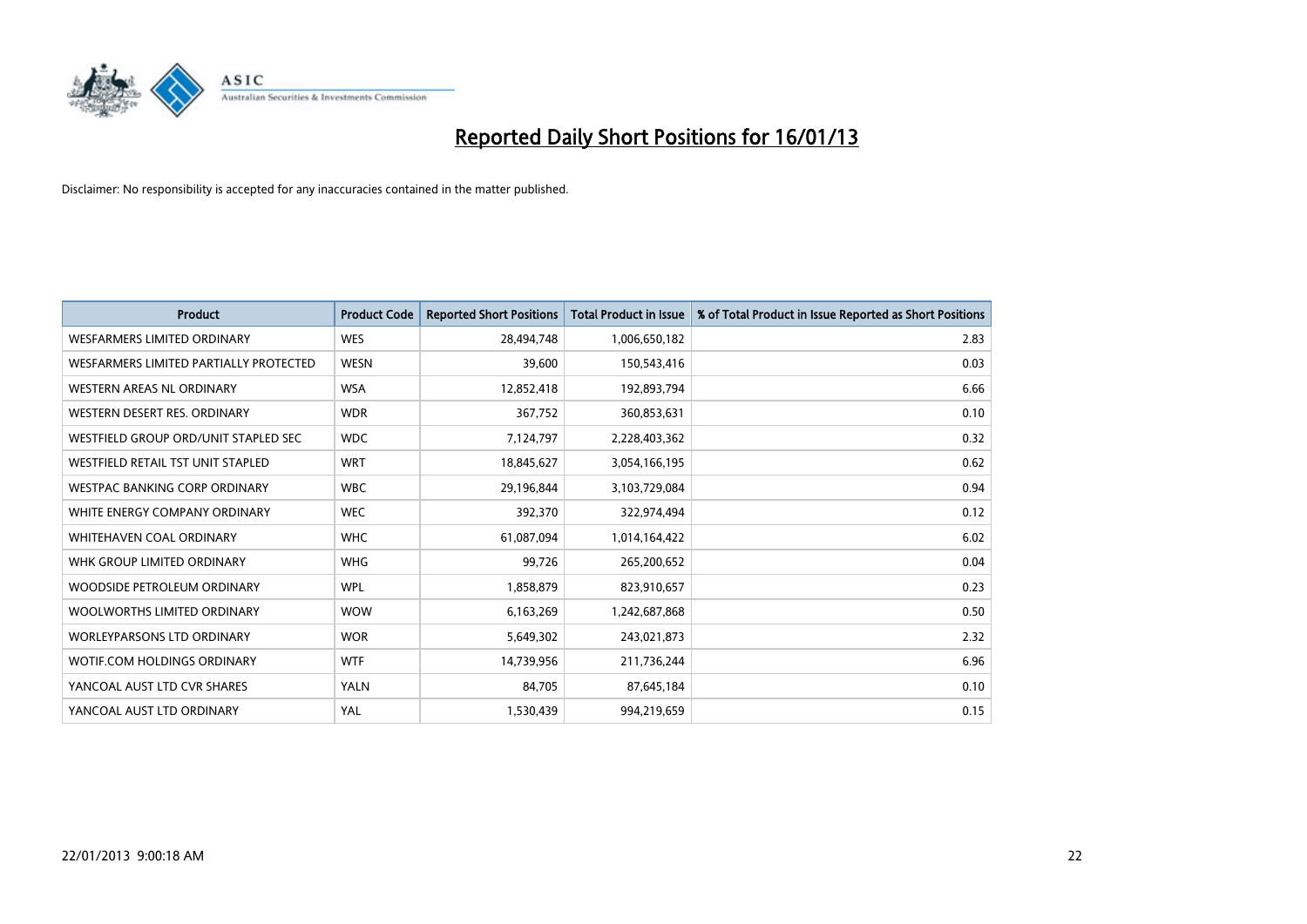# Reported Daily Short Positions for 16/01/13

Disclaimer: No responsibility is accepted for any inaccuracies contained in the matter published.

| Product | Product Code | Reported Short Positions | Total Product in Issue | % of Total Product in Issue Reported as Short Positions |
|---|---|---|---|---|
| WESFARMERS LIMITED ORDINARY | WES | 28,494,748 | 1,006,650,182 | 2.83 |
| WESFARMERS LIMITED PARTIALLY PROTECTED | WESN | 39,600 | 150,543,416 | 0.03 |
| WESTERN AREAS NL ORDINARY | WSA | 12,852,418 | 192,893,794 | 6.66 |
| WESTERN DESERT RES. ORDINARY | WDR | 367,752 | 360,853,631 | 0.10 |
| WESTFIELD GROUP ORD/UNIT STAPLED SEC | WDC | 7,124,797 | 2,228,403,362 | 0.32 |
| WESTFIELD RETAIL TST UNIT STAPLED | WRT | 18,845,627 | 3,054,166,195 | 0.62 |
| WESTPAC BANKING CORP ORDINARY | WBC | 29,196,844 | 3,103,729,084 | 0.94 |
| WHITE ENERGY COMPANY ORDINARY | WEC | 392,370 | 322,974,494 | 0.12 |
| WHITEHAVEN COAL ORDINARY | WHC | 61,087,094 | 1,014,164,422 | 6.02 |
| WHK GROUP LIMITED ORDINARY | WHG | 99,726 | 265,200,652 | 0.04 |
| WOODSIDE PETROLEUM ORDINARY | WPL | 1,858,879 | 823,910,657 | 0.23 |
| WOOLWORTHS LIMITED ORDINARY | WOW | 6,163,269 | 1,242,687,868 | 0.50 |
| WORLEYPARSONS LTD ORDINARY | WOR | 5,649,302 | 243,021,873 | 2.32 |
| WOTIF.COM HOLDINGS ORDINARY | WTF | 14,739,956 | 211,736,244 | 6.96 |
| YANCOAL AUST LTD CVR SHARES | YALN | 84,705 | 87,645,184 | 0.10 |
| YANCOAL AUST LTD ORDINARY | YAL | 1,530,439 | 994,219,659 | 0.15 |